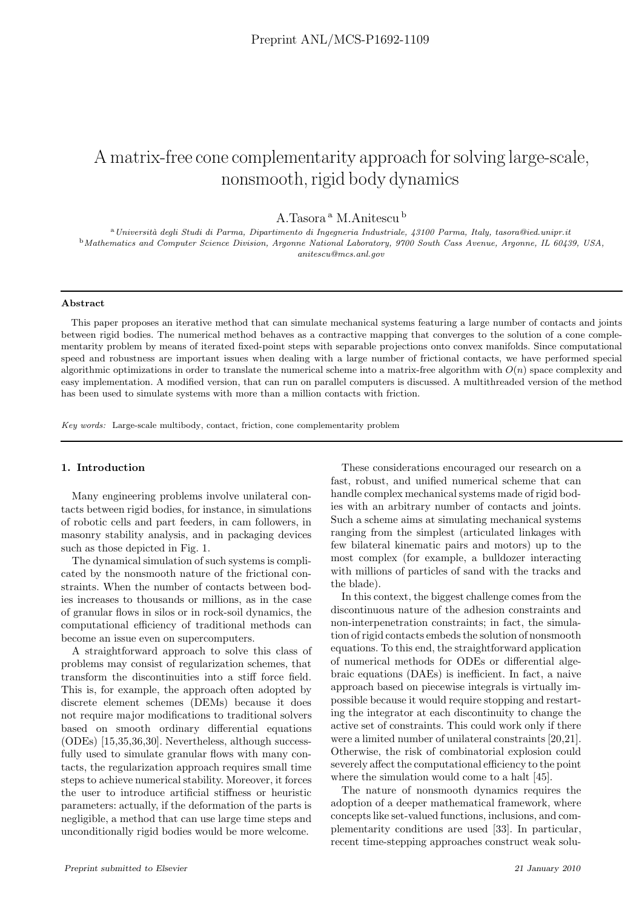Preprint ANL/MCS-P1692-1109

# A matrix-free cone complementarity approach for solving large-scale, nonsmooth, rigid body dynamics

A.Tasora [a] M.Anitescu [b]

[a] *Università degli Studi di Parma, Dipartimento di Ingegneria Industriale, 43100 Parma, Italy, tasora@ied.unipr.it*
[b] *Mathematics and Computer Science Division, Argonne National Laboratory, 9700 South Cass Avenue, Argonne, IL 60439, USA, anitescu@mcs.anl.gov*

---

**Abstract**

This paper proposes an iterative method that can simulate mechanical systems featuring a large number of contacts and joints between rigid bodies. The numerical method behaves as a contractive mapping that converges to the solution of a cone complementarity problem by means of iterated fixed-point steps with separable projections onto convex manifolds. Since computational speed and robustness are important issues when dealing with a large number of frictional contacts, we have performed special algorithmic optimizations in order to translate the numerical scheme into a matrix-free algorithm with $O(n)$ space complexity and easy implementation. A modified version, that can run on parallel computers is discussed. A multithreaded version of the method has been used to simulate systems with more than a million contacts with friction.

*Key words:* Large-scale multibody, contact, friction, cone complementarity problem

---

## 1. Introduction

Many engineering problems involve unilateral contacts between rigid bodies, for instance, in simulations of robotic cells and part feeders, in cam followers, in masonry stability analysis, and in packaging devices such as those depicted in Fig. 1.

The dynamical simulation of such systems is complicated by the nonsmooth nature of the frictional constraints. When the number of contacts between bodies increases to thousands or millions, as in the case of granular flows in silos or in rock-soil dynamics, the computational efficiency of traditional methods can become an issue even on supercomputers.

A straightforward approach to solve this class of problems may consist of regularization schemes, that transform the discontinuities into a stiff force field. This is, for example, the approach often adopted by discrete element schemes (DEMs) because it does not require major modifications to traditional solvers based on smooth ordinary differential equations (ODEs) [15,35,36,30]. Nevertheless, although successfully used to simulate granular flows with many contacts, the regularization approach requires small time steps to achieve numerical stability. Moreover, it forces the user to introduce artificial stiffness or heuristic parameters: actually, if the deformation of the parts is negligible, a method that can use large time steps and unconditionally rigid bodies would be more welcome.

These considerations encouraged our research on a fast, robust, and unified numerical scheme that can handle complex mechanical systems made of rigid bodies with an arbitrary number of contacts and joints. Such a scheme aims at simulating mechanical systems ranging from the simplest (articulated linkages with few bilateral kinematic pairs and motors) up to the most complex (for example, a bulldozer interacting with millions of particles of sand with the tracks and the blade).

In this context, the biggest challenge comes from the discontinuous nature of the adhesion constraints and non-interpenetration constraints; in fact, the simulation of rigid contacts embeds the solution of nonsmooth equations. To this end, the straightforward application of numerical methods for ODEs or differential algebraic equations (DAEs) is inefficient. In fact, a naive approach based on piecewise integrals is virtually impossible because it would require stopping and restarting the integrator at each discontinuity to change the active set of constraints. This could work only if there were a limited number of unilateral constraints [20,21]. Otherwise, the risk of combinatorial explosion could severely affect the computational efficiency to the point where the simulation would come to a halt [45].

The nature of nonsmooth dynamics requires the adoption of a deeper mathematical framework, where concepts like set-valued functions, inclusions, and complementarity conditions are used [33]. In particular, recent time-stepping approaches construct weak solu-

Preprint submitted to Elsevier 21 January 2010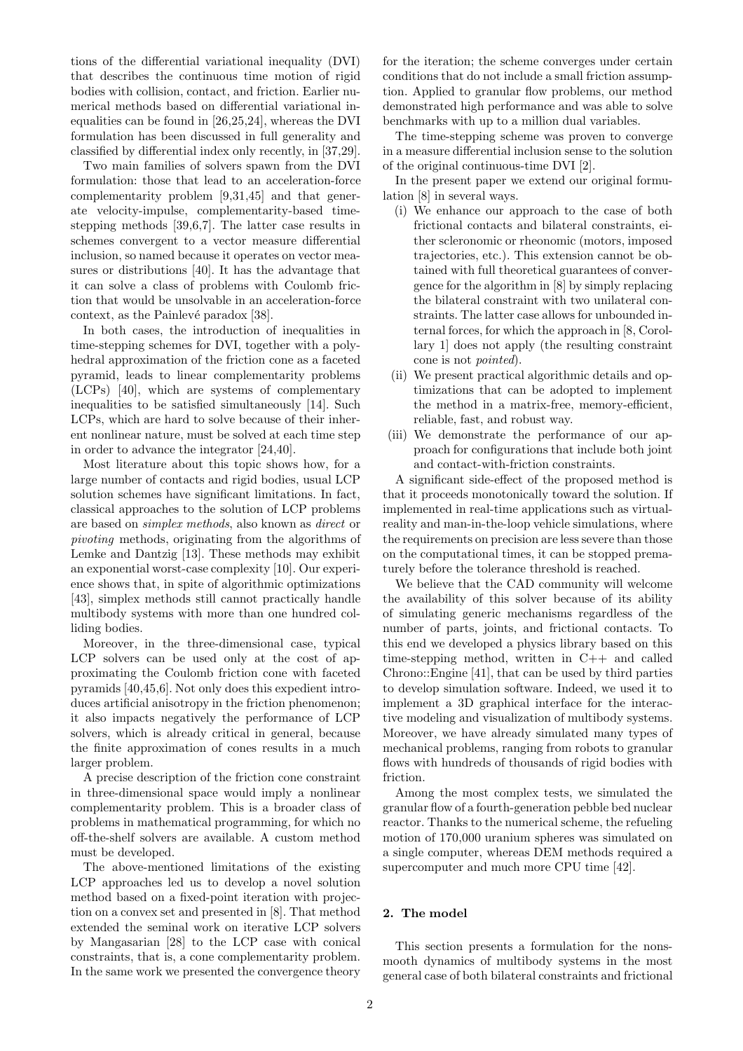tions of the differential variational inequality (DVI) that describes the continuous time motion of rigid bodies with collision, contact, and friction. Earlier numerical methods based on differential variational inequalities can be found in [26,25,24], whereas the DVI formulation has been discussed in full generality and classified by differential index only recently, in [37,29].

Two main families of solvers spawn from the DVI formulation: those that lead to an acceleration-force complementarity problem [9,31,45] and that generate velocity-impulse, complementarity-based time-stepping methods [39,6,7]. The latter case results in schemes convergent to a vector measure differential inclusion, so named because it operates on vector measures or distributions [40]. It has the advantage that it can solve a class of problems with Coulomb friction that would be unsolvable in an acceleration-force context, as the Painlevé paradox [38].

In both cases, the introduction of inequalities in time-stepping schemes for DVI, together with a polyhedral approximation of the friction cone as a faceted pyramid, leads to linear complementarity problems (LCPs) [40], which are systems of complementary inequalities to be satisfied simultaneously [14]. Such LCPs, which are hard to solve because of their inherent nonlinear nature, must be solved at each time step in order to advance the integrator [24,40].

Most literature about this topic shows how, for a large number of contacts and rigid bodies, usual LCP solution schemes have significant limitations. In fact, classical approaches to the solution of LCP problems are based on *simplex methods*, also known as *direct* or *pivoting* methods, originating from the algorithms of Lemke and Dantzig [13]. These methods may exhibit an exponential worst-case complexity [10]. Our experience shows that, in spite of algorithmic optimizations [43], simplex methods still cannot practically handle multibody systems with more than one hundred colliding bodies.

Moreover, in the three-dimensional case, typical LCP solvers can be used only at the cost of approximating the Coulomb friction cone with faceted pyramids [40,45,6]. Not only does this expedient introduces artificial anisotropy in the friction phenomenon; it also impacts negatively the performance of LCP solvers, which is already critical in general, because the finite approximation of cones results in a much larger problem.

A precise description of the friction cone constraint in three-dimensional space would imply a nonlinear complementarity problem. This is a broader class of problems in mathematical programming, for which no off-the-shelf solvers are available. A custom method must be developed.

The above-mentioned limitations of the existing LCP approaches led us to develop a novel solution method based on a fixed-point iteration with projection on a convex set and presented in [8]. That method extended the seminal work on iterative LCP solvers by Mangasarian [28] to the LCP case with conical constraints, that is, a cone complementarity problem. In the same work we presented the convergence theory for the iteration; the scheme converges under certain conditions that do not include a small friction assumption. Applied to granular flow problems, our method demonstrated high performance and was able to solve benchmarks with up to a million dual variables.

The time-stepping scheme was proven to converge in a measure differential inclusion sense to the solution of the original continuous-time DVI [2].

In the present paper we extend our original formulation [8] in several ways.

(i) We enhance our approach to the case of both frictional contacts and bilateral constraints, either scleronomic or rheonomic (motors, imposed trajectories, etc.). This extension cannot be obtained with full theoretical guarantees of convergence for the algorithm in [8] by simply replacing the bilateral constraint with two unilateral constraints. The latter case allows for unbounded internal forces, for which the approach in [8, Corollary 1] does not apply (the resulting constraint cone is not *pointed*).

(ii) We present practical algorithmic details and optimizations that can be adopted to implement the method in a matrix-free, memory-efficient, reliable, fast, and robust way.

(iii) We demonstrate the performance of our approach for configurations that include both joint and contact-with-friction constraints.

A significant side-effect of the proposed method is that it proceeds monotonically toward the solution. If implemented in real-time applications such as virtual-reality and man-in-the-loop vehicle simulations, where the requirements on precision are less severe than those on the computational times, it can be stopped prematurely before the tolerance threshold is reached.

We believe that the CAD community will welcome the availability of this solver because of its ability of simulating generic mechanisms regardless of the number of parts, joints, and frictional contacts. To this end we developed a physics library based on this time-stepping method, written in C++ and called Chrono::Engine [41], that can be used by third parties to develop simulation software. Indeed, we used it to implement a 3D graphical interface for the interactive modeling and visualization of multibody systems. Moreover, we have already simulated many types of mechanical problems, ranging from robots to granular flows with hundreds of thousands of rigid bodies with friction.

Among the most complex tests, we simulated the granular flow of a fourth-generation pebble bed nuclear reactor. Thanks to the numerical scheme, the refueling motion of 170,000 uranium spheres was simulated on a single computer, whereas DEM methods required a supercomputer and much more CPU time [42].

## 2. The model

This section presents a formulation for the nonsmooth dynamics of multibody systems in the most general case of both bilateral constraints and frictional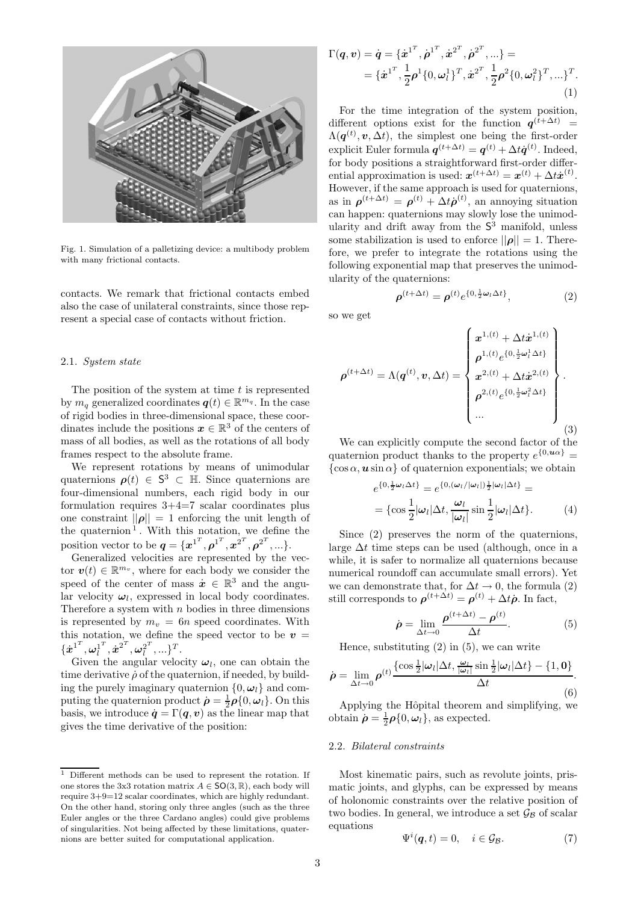Fig. 1. Simulation of a palletizing device: a multibody problem with many frictional contacts.

contacts. We remark that frictional contacts embed also the case of unilateral constraints, since those represent a special case of contacts without friction.

### 2.1. *System state*

The position of the system at time $t$ is represented by $m_q$ generalized coordinates $\boldsymbol{q}(t) \in \mathbb{R}^{m_q}$. In the case of rigid bodies in three-dimensional space, these coordinates include the positions $\boldsymbol{x} \in \mathbb{R}^3$ of the centers of mass of all bodies, as well as the rotations of all body frames respect to the absolute frame.

We represent rotations by means of unimodular quaternions $\boldsymbol{\rho}(t) \in \mathsf{S}^3 \subset \mathbb{H}$. Since quaternions are four-dimensional numbers, each rigid body in our formulation requires 3+4=7 scalar coordinates plus one constraint $||\boldsymbol{\rho}|| = 1$ enforcing the unit length of the quaternion [1]. With this notation, we define the position vector to be $\boldsymbol{q} = \{\boldsymbol{x}^{1^T}, \boldsymbol{\rho}^{1^T}, \boldsymbol{x}^{2^T}, \boldsymbol{\rho}^{2^T}, ...\}$.

Generalized velocities are represented by the vector $\boldsymbol{v}(t) \in \mathbb{R}^{m_v}$, where for each body we consider the speed of the center of mass $\dot{\boldsymbol{x}} \in \mathbb{R}^3$ and the angular velocity $\boldsymbol{\omega}_l$, expressed in local body coordinates. Therefore a system with $n$ bodies in three dimensions is represented by $m_v = 6n$ speed coordinates. With this notation, we define the speed vector to be $\boldsymbol{v} = \{\dot{\boldsymbol{x}}^{1^T}, \boldsymbol{\omega}_l^{1^T}, \dot{\boldsymbol{x}}^{2^T}, \boldsymbol{\omega}_l^{2^T}, ...\}^T$.

Given the angular velocity $\boldsymbol{\omega}_l$, one can obtain the time derivative $\dot{\rho}$ of the quaternion, if needed, by building the purely imaginary quaternion $\{0, \boldsymbol{\omega}_l\}$ and computing the quaternion product $\dot{\boldsymbol{\rho}} = \frac{1}{2}\boldsymbol{\rho}\{0, \boldsymbol{\omega}_l\}$. On this basis, we introduce $\dot{\boldsymbol{q}} = \Gamma(\boldsymbol{q}, \boldsymbol{v})$ as the linear map that gives the time derivative of the position:

$$\Gamma(\boldsymbol{q}, \boldsymbol{v}) = \dot{\boldsymbol{q}} = \{\dot{\boldsymbol{x}}^{1^T}, \dot{\boldsymbol{\rho}}^{1^T}, \dot{\boldsymbol{x}}^{2^T}, \dot{\boldsymbol{\rho}}^{2^T}, ...\} = \\ = \{\dot{\boldsymbol{x}}^{1^T}, \frac{1}{2}\boldsymbol{\rho}^1\{0, \boldsymbol{\omega}_l^1\}^T, \dot{\boldsymbol{x}}^{2^T}, \frac{1}{2}\boldsymbol{\rho}^2\{0, \boldsymbol{\omega}_l^2\}^T, ...\}^T. \tag{1}$$

For the time integration of the system position, different options exist for the function $\boldsymbol{q}^{(t+\Delta t)} = \Lambda(\boldsymbol{q}^{(t)}, \boldsymbol{v}, \Delta t)$, the simplest one being the first-order explicit Euler formula $\boldsymbol{q}^{(t+\Delta t)} = \boldsymbol{q}^{(t)} + \Delta t \dot{\boldsymbol{q}}^{(t)}$. Indeed, for body positions a straightforward first-order differential approximation is used: $\boldsymbol{x}^{(t+\Delta t)} = \boldsymbol{x}^{(t)} + \Delta t \dot{\boldsymbol{x}}^{(t)}$. However, if the same approach is used for quaternions, as in $\boldsymbol{\rho}^{(t+\Delta t)} = \boldsymbol{\rho}^{(t)} + \Delta t \dot{\boldsymbol{\rho}}^{(t)}$, an annoying situation can happen: quaternions may slowly lose the unimodularity and drift away from the $\mathsf{S}^3$ manifold, unless some stabilization is used to enforce $||\boldsymbol{\rho}|| = 1$. Therefore, we prefer to integrate the rotations using the following exponential map that preserves the unimodularity of the quaternions:

$$\boldsymbol{\rho}^{(t+\Delta t)} = \boldsymbol{\rho}^{(t)} e^{\{0, \frac{1}{2}\boldsymbol{\omega}_l \Delta t\}}, \tag{2}$$

so we get

$$\boldsymbol{\rho}^{(t+\Delta t)} = \Lambda(\boldsymbol{q}^{(t)}, \boldsymbol{v}, \Delta t) = \left\{ \begin{array}{c} \boldsymbol{x}^{1,(t)} + \Delta t \dot{\boldsymbol{x}}^{1,(t)} \\ \boldsymbol{\rho}^{1,(t)} e^{\{0, \frac{1}{2}\boldsymbol{\omega}_l^1 \Delta t\}} \\ \boldsymbol{x}^{2,(t)} + \Delta t \dot{\boldsymbol{x}}^{2,(t)} \\ \boldsymbol{\rho}^{2,(t)} e^{\{0, \frac{1}{2}\boldsymbol{\omega}_l^2 \Delta t\}} \\ ... \end{array} \right\}. \tag{3}$$

We can explicitly compute the second factor of the quaternion product thanks to the property $e^{\{0, \boldsymbol{u}\alpha\}} = \{\cos\alpha, \boldsymbol{u}\sin\alpha\}$ of quaternion exponentials; we obtain

$$e^{\{0, \frac{1}{2}\boldsymbol{\omega}_l \Delta t\}} = e^{\{0, (\boldsymbol{\omega}_l/|\boldsymbol{\omega}_l|)\frac{1}{2}|\boldsymbol{\omega}_l|\Delta t\}} = \\ = \{\cos\frac{1}{2}|\boldsymbol{\omega}_l|\Delta t, \frac{\boldsymbol{\omega}_l}{|\boldsymbol{\omega}_l|}\sin\frac{1}{2}|\boldsymbol{\omega}_l|\Delta t\}. \tag{4}$$

Since (2) preserves the norm of the quaternions, large $\Delta t$ time steps can be used (although, once in a while, it is safer to normalize all quaternions because numerical roundoff can accumulate small errors). Yet we can demonstrate that, for $\Delta t \to 0$, the formula (2) still corresponds to $\boldsymbol{\rho}^{(t+\Delta t)} = \boldsymbol{\rho}^{(t)} + \Delta t \dot{\boldsymbol{\rho}}$. In fact,

$$\dot{\boldsymbol{\rho}} = \lim_{\Delta t \to 0} \frac{\boldsymbol{\rho}^{(t+\Delta t)} - \boldsymbol{\rho}^{(t)}}{\Delta t}. \tag{5}$$

Hence, substituting (2) in (5), we can write

$$\dot{\boldsymbol{\rho}} = \lim_{\Delta t \to 0} \boldsymbol{\rho}^{(t)} \frac{\{\cos\frac{1}{2}|\boldsymbol{\omega}_l|\Delta t, \frac{\boldsymbol{\omega}_l}{|\boldsymbol{\omega}_l|}\sin\frac{1}{2}|\boldsymbol{\omega}_l|\Delta t\} - \{1, \boldsymbol{0}\}}{\Delta t}. \tag{6}$$

Applying the Hôpital theorem and simplifying, we obtain $\dot{\boldsymbol{\rho}} = \frac{1}{2}\boldsymbol{\rho}\{0, \boldsymbol{\omega}_l\}$, as expected.

### 2.2. *Bilateral constraints*

Most kinematic pairs, such as revolute joints, prismatic joints, and glyphs, can be expressed by means of holonomic constraints over the relative position of two bodies. In general, we introduce a set $\mathcal{G}_{\mathcal{B}}$ of scalar equations

$$\Psi^i(\boldsymbol{q}, t) = 0, \quad i \in \mathcal{G}_{\mathcal{B}}. \tag{7}$$

---

[1] Different methods can be used to represent the rotation. If one stores the 3x3 rotation matrix $A \in \mathsf{SO}(3, \mathbb{R})$, each body will require 3+9=12 scalar coordinates, which are highly redundant. On the other hand, storing only three angles (such as the three Euler angles or the three Cardano angles) could give problems of singularities. Not being affected by these limitations, quaternions are better suited for computational application.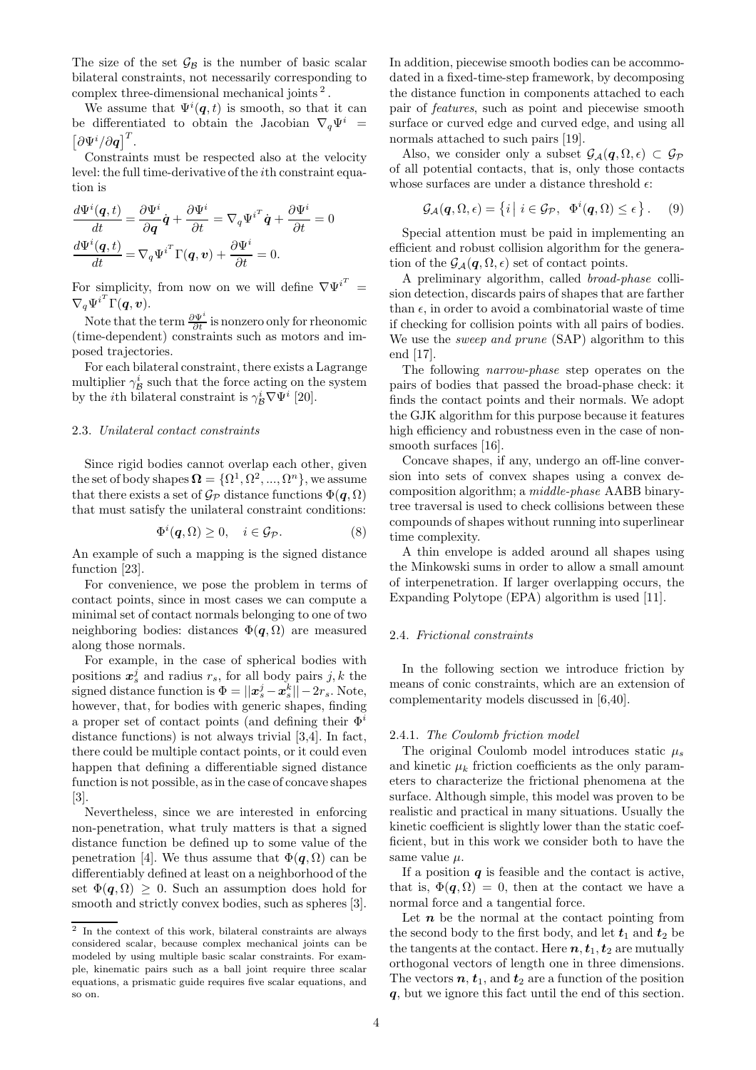The size of the set $\mathcal{G}_\mathcal{B}$ is the number of basic scalar bilateral constraints, not necessarily corresponding to complex three-dimensional mechanical joints [2].

We assume that $\Psi^i(\boldsymbol{q},t)$ is smooth, so that it can be differentiated to obtain the Jacobian $\nabla_q \Psi^i = \left[\partial \Psi^i / \partial \boldsymbol{q}\right]^T$.

Constraints must be respected also at the velocity level: the full time-derivative of the $i$th constraint equation is

$$\frac{d\Psi^i(\boldsymbol{q},t)}{dt} = \frac{\partial \Psi^i}{\partial \boldsymbol{q}}\dot{\boldsymbol{q}} + \frac{\partial \Psi^i}{\partial t} = \nabla_q \Psi^{i^T}\dot{\boldsymbol{q}} + \frac{\partial \Psi^i}{\partial t} = 0$$

$$\frac{d\Psi^i(\boldsymbol{q},t)}{dt} = \nabla_q \Psi^{i^T}\Gamma(\boldsymbol{q},\boldsymbol{v}) + \frac{\partial \Psi^i}{\partial t} = 0.$$

For simplicity, from now on we will define $\nabla \Psi^{i^T} = \nabla_q \Psi^{i^T}\Gamma(\boldsymbol{q},\boldsymbol{v})$.

Note that the term $\frac{\partial \Psi^i}{\partial t}$ is nonzero only for rheonomic (time-dependent) constraints such as motors and imposed trajectories.

For each bilateral constraint, there exists a Lagrange multiplier $\gamma^i_\mathcal{B}$ such that the force acting on the system by the $i$th bilateral constraint is $\gamma^i_\mathcal{B}\nabla\Psi^i$ [20].

### 2.3. *Unilateral contact constraints*

Since rigid bodies cannot overlap each other, given the set of body shapes $\boldsymbol{\Omega} = \{\Omega^1, \Omega^2, ..., \Omega^n\}$, we assume that there exists a set of $\mathcal{G}_\mathcal{P}$ distance functions $\Phi(\boldsymbol{q},\Omega)$ that must satisfy the unilateral constraint conditions:

$$\Phi^i(\boldsymbol{q},\Omega) \geq 0, \quad i \in \mathcal{G}_\mathcal{P}. \qquad (8)$$

An example of such a mapping is the signed distance function [23].

For convenience, we pose the problem in terms of contact points, since in most cases we can compute a minimal set of contact normals belonging to one of two neighboring bodies: distances $\Phi(\boldsymbol{q},\Omega)$ are measured along those normals.

For example, in the case of spherical bodies with positions $\boldsymbol{x}^j_s$ and radius $r_s$, for all body pairs $j,k$ the signed distance function is $\Phi = ||\boldsymbol{x}^j_s - \boldsymbol{x}^k_s|| - 2r_s$. Note, however, that, for bodies with generic shapes, finding a proper set of contact points (and defining their $\Phi^i$ distance functions) is not always trivial [3,4]. In fact, there could be multiple contact points, or it could even happen that defining a differentiable signed distance function is not possible, as in the case of concave shapes [3].

Nevertheless, since we are interested in enforcing non-penetration, what truly matters is that a signed distance function be defined up to some value of the penetration [4]. We thus assume that $\Phi(\boldsymbol{q},\Omega)$ can be differentiably defined at least on a neighborhood of the set $\Phi(\boldsymbol{q},\Omega) \geq 0$. Such an assumption does hold for smooth and strictly convex bodies, such as spheres [3].

In addition, piecewise smooth bodies can be accommodated in a fixed-time-step framework, by decomposing the distance function in components attached to each pair of *features*, such as point and piecewise smooth surface or curved edge and curved edge, and using all normals attached to such pairs [19].

Also, we consider only a subset $\mathcal{G}_\mathcal{A}(\boldsymbol{q},\Omega,\epsilon) \subset \mathcal{G}_\mathcal{P}$ of all potential contacts, that is, only those contacts whose surfaces are under a distance threshold $\epsilon$:

$$\mathcal{G}_\mathcal{A}(\boldsymbol{q},\Omega,\epsilon) = \left\{ i \mid i \in \mathcal{G}_\mathcal{P},\ \Phi^i(\boldsymbol{q},\Omega) \leq \epsilon \right\}. \qquad (9)$$

Special attention must be paid in implementing an efficient and robust collision algorithm for the generation of the $\mathcal{G}_\mathcal{A}(\boldsymbol{q},\Omega,\epsilon)$ set of contact points.

A preliminary algorithm, called *broad-phase* collision detection, discards pairs of shapes that are farther than $\epsilon$, in order to avoid a combinatorial waste of time if checking for collision points with all pairs of bodies. We use the *sweep and prune* (SAP) algorithm to this end [17].

The following *narrow-phase* step operates on the pairs of bodies that passed the broad-phase check: it finds the contact points and their normals. We adopt the GJK algorithm for this purpose because it features high efficiency and robustness even in the case of nonsmooth surfaces [16].

Concave shapes, if any, undergo an off-line conversion into sets of convex shapes using a convex decomposition algorithm; a *middle-phase* AABB binary-tree traversal is used to check collisions between these compounds of shapes without running into superlinear time complexity.

A thin envelope is added around all shapes using the Minkowski sums in order to allow a small amount of interpenetration. If larger overlapping occurs, the Expanding Polytope (EPA) algorithm is used [11].

### 2.4. *Frictional constraints*

In the following section we introduce friction by means of conic constraints, which are an extension of complementarity models discussed in [6,40].

#### 2.4.1. *The Coulomb friction model*

The original Coulomb model introduces static $\mu_s$ and kinetic $\mu_k$ friction coefficients as the only parameters to characterize the frictional phenomena at the surface. Although simple, this model was proven to be realistic and practical in many situations. Usually the kinetic coefficient is slightly lower than the static coefficient, but in this work we consider both to have the same value $\mu$.

If a position $\boldsymbol{q}$ is feasible and the contact is active, that is, $\Phi(\boldsymbol{q},\Omega) = 0$, then at the contact we have a normal force and a tangential force.

Let $\boldsymbol{n}$ be the normal at the contact pointing from the second body to the first body, and let $\boldsymbol{t}_1$ and $\boldsymbol{t}_2$ be the tangents at the contact. Here $\boldsymbol{n}, \boldsymbol{t}_1, \boldsymbol{t}_2$ are mutually orthogonal vectors of length one in three dimensions. The vectors $\boldsymbol{n}$, $\boldsymbol{t}_1$, and $\boldsymbol{t}_2$ are a function of the position $\boldsymbol{q}$, but we ignore this fact until the end of this section.

---

[2] In the context of this work, bilateral constraints are always considered scalar, because complex mechanical joints can be modeled by using multiple basic scalar constraints. For example, kinematic pairs such as a ball joint require three scalar equations, a prismatic guide requires five scalar equations, and so on.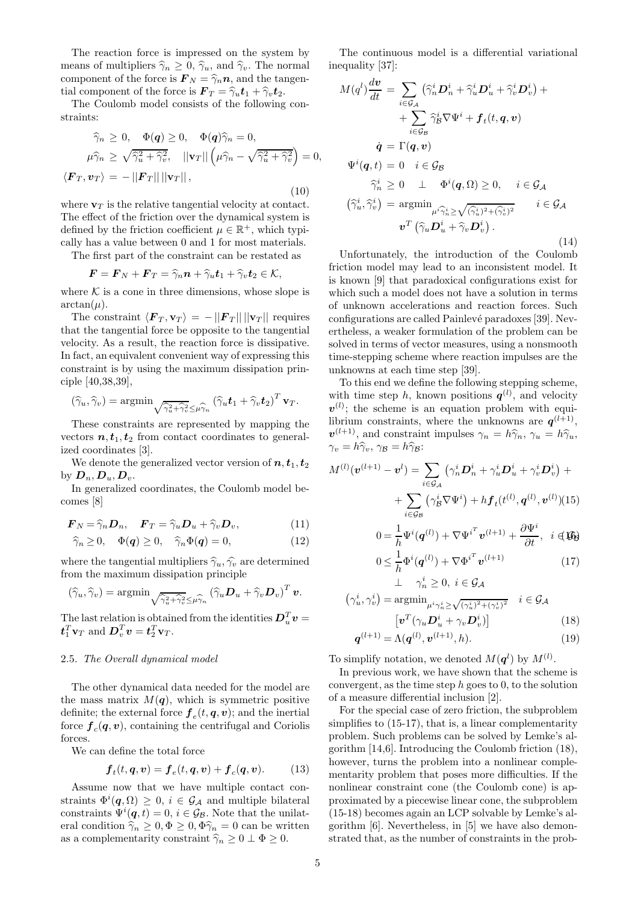The reaction force is impressed on the system by means of multipliers $\widehat{\gamma}_n \geq 0$, $\widehat{\gamma}_u$, and $\widehat{\gamma}_v$. The normal component of the force is $\boldsymbol{F}_N = \widehat{\gamma}_n \boldsymbol{n}$, and the tangential component of the force is $\boldsymbol{F}_T = \widehat{\gamma}_u \boldsymbol{t}_1 + \widehat{\gamma}_v \boldsymbol{t}_2$.

The Coulomb model consists of the following constraints:

$$
\begin{aligned}
\widehat{\gamma}_n &\geq 0, \quad \Phi(\boldsymbol{q}) \geq 0, \quad \Phi(\boldsymbol{q})\widehat{\gamma}_n = 0, \\
\mu \widehat{\gamma}_n &\geq \sqrt{\widehat{\gamma}_u^2 + \widehat{\gamma}_v^2}, \quad ||\mathbf{v}_T|| \left(\mu \widehat{\gamma}_n - \sqrt{\widehat{\gamma}_u^2 + \widehat{\gamma}_v^2}\right) = 0, \\
\langle \boldsymbol{F}_T, \boldsymbol{v}_T \rangle &= -\,||\boldsymbol{F}_T||\,||\mathbf{v}_T||,
\end{aligned}
\tag{10}
$$

where $\mathbf{v}_T$ is the relative tangential velocity at contact. The effect of the friction over the dynamical system is defined by the friction coefficient $\mu \in \mathbb{R}^+$, which typically has a value between 0 and 1 for most materials.

The first part of the constraint can be restated as

$$
\boldsymbol{F} = \boldsymbol{F}_N + \boldsymbol{F}_T = \widehat{\gamma}_n \boldsymbol{n} + \widehat{\gamma}_u \boldsymbol{t}_1 + \widehat{\gamma}_v \boldsymbol{t}_2 \in \mathcal{K},
$$

where $\mathcal{K}$ is a cone in three dimensions, whose slope is $\arctan(\mu)$.

The constraint $\langle \boldsymbol{F}_T, \mathbf{v}_T \rangle = -\,||\boldsymbol{F}_T||\,||\mathbf{v}_T||$ requires that the tangential force be opposite to the tangential velocity. As a result, the reaction force is dissipative. In fact, an equivalent convenient way of expressing this constraint is by using the maximum dissipation principle [40,38,39],

$$
(\widehat{\gamma}_u, \widehat{\gamma}_v) = \operatorname{argmin}_{\sqrt{\widehat{\gamma}_u^2 + \widehat{\gamma}_v^2} \leq \mu \widehat{\gamma}_n} \left(\widehat{\gamma}_u \boldsymbol{t}_1 + \widehat{\gamma}_v \boldsymbol{t}_2\right)^T \mathbf{v}_T.
$$

These constraints are represented by mapping the vectors $\boldsymbol{n}, \boldsymbol{t}_1, \boldsymbol{t}_2$ from contact coordinates to generalized coordinates [3].

We denote the generalized vector version of $\boldsymbol{n}, \boldsymbol{t}_1, \boldsymbol{t}_2$ by $\boldsymbol{D}_n, \boldsymbol{D}_u, \boldsymbol{D}_v$.

In generalized coordinates, the Coulomb model becomes [8]

$$
\boldsymbol{F}_N = \widehat{\gamma}_n \boldsymbol{D}_n, \quad \boldsymbol{F}_T = \widehat{\gamma}_u \boldsymbol{D}_u + \widehat{\gamma}_v \boldsymbol{D}_v, \tag{11}
$$

$$
\widehat{\gamma}_n \geq 0, \quad \Phi(\boldsymbol{q}) \geq 0, \quad \widehat{\gamma}_n \Phi(\boldsymbol{q}) = 0, \tag{12}
$$

where the tangential multipliers $\widehat{\gamma}_u, \widehat{\gamma}_v$ are determined from the maximum dissipation principle

$$
(\widehat{\gamma}_u, \widehat{\gamma}_v) = \operatorname{argmin}_{\sqrt{\widehat{\gamma}_u^2 + \widehat{\gamma}_v^2} \leq \mu \widehat{\gamma}_n} \left(\widehat{\gamma}_u \boldsymbol{D}_u + \widehat{\gamma}_v \boldsymbol{D}_v\right)^T \boldsymbol{v}.
$$

The last relation is obtained from the identities $\boldsymbol{D}_u^T \boldsymbol{v} = \boldsymbol{t}_1^T \mathbf{v}_T$ and $\boldsymbol{D}_v^T \boldsymbol{v} = \boldsymbol{t}_2^T \mathbf{v}_T$.

### 2.5. The Overall dynamical model

The other dynamical data needed for the model are the mass matrix $M(\boldsymbol{q})$, which is symmetric positive definite; the external force $\boldsymbol{f}_e(t, \boldsymbol{q}, \boldsymbol{v})$; and the inertial force $\boldsymbol{f}_c(\boldsymbol{q}, \boldsymbol{v})$, containing the centrifugal and Coriolis forces.

We can define the total force

$$
\boldsymbol{f}_t(t, \boldsymbol{q}, \boldsymbol{v}) = \boldsymbol{f}_e(t, \boldsymbol{q}, \boldsymbol{v}) + \boldsymbol{f}_c(\boldsymbol{q}, \boldsymbol{v}). \tag{13}
$$

Assume now that we have multiple contact constraints $\Phi^i(\boldsymbol{q}, \Omega) \geq 0$, $i \in \mathcal{G}_\mathcal{A}$ and multiple bilateral constraints $\Psi^i(\boldsymbol{q}, t) = 0$, $i \in \mathcal{G}_\mathcal{B}$. Note that the unilateral condition $\widehat{\gamma}_n \geq 0, \Phi \geq 0, \Phi \widehat{\gamma}_n = 0$ can be written as a complementarity constraint $\widehat{\gamma}_n \geq 0 \perp \Phi \geq 0$.

The continuous model is a differential variational inequality [37]:

$$
\begin{aligned}
M(q^l)\frac{d\boldsymbol{v}}{dt} &= \sum_{i \in \mathcal{G}_\mathcal{A}} \left(\widehat{\gamma}_n^i \boldsymbol{D}_n^i + \widehat{\gamma}_u^i \boldsymbol{D}_u^i + \widehat{\gamma}_v^i \boldsymbol{D}_v^i\right) + \\
&\quad + \sum_{i \in \mathcal{G}_\mathcal{B}} \widehat{\gamma}_\mathcal{B}^i \nabla \Psi^i + \boldsymbol{f}_t(t, \boldsymbol{q}, \boldsymbol{v}) \\
\dot{\boldsymbol{q}} &= \Gamma(\boldsymbol{q}, \boldsymbol{v}) \\
\Psi^i(\boldsymbol{q}, t) &= 0 \quad i \in \mathcal{G}_\mathcal{B} \\
\widehat{\gamma}_n^i &\geq 0 \quad \perp \quad \Phi^i(\boldsymbol{q}, \Omega) \geq 0, \quad i \in \mathcal{G}_\mathcal{A} \\
\left(\widehat{\gamma}_u^i, \widehat{\gamma}_v^i\right) &= \operatorname{argmin}_{\mu^i \widehat{\gamma}_n^i \geq \sqrt{(\widehat{\gamma}_u^i)^2 + (\widehat{\gamma}_v^i)^2}} \quad i \in \mathcal{G}_\mathcal{A} \\
&\quad \boldsymbol{v}^T \left(\widehat{\gamma}_u \boldsymbol{D}_u^i + \widehat{\gamma}_v \boldsymbol{D}_v^i\right).
\end{aligned}
\tag{14}
$$

Unfortunately, the introduction of the Coulomb friction model may lead to an inconsistent model. It is known [9] that paradoxical configurations exist for which such a model does not have a solution in terms of unknown accelerations and reaction forces. Such configurations are called Painlevé paradoxes [39]. Nevertheless, a weaker formulation of the problem can be solved in terms of vector measures, using a nonsmooth time-stepping scheme where reaction impulses are the unknowns at each time step [39].

To this end we define the following stepping scheme, with time step $h$, known positions $\boldsymbol{q}^{(l)}$, and velocity $\boldsymbol{v}^{(l)}$; the scheme is an equation problem with equilibrium constraints, where the unknowns are $\boldsymbol{q}^{(l+1)}$, $\boldsymbol{v}^{(l+1)}$, and constraint impulses $\gamma_n = h\widehat{\gamma}_n$, $\gamma_u = h\widehat{\gamma}_u$, $\gamma_v = h\widehat{\gamma}_v$, $\gamma_\mathcal{B} = h\widehat{\gamma}_\mathcal{B}$:

$$
\begin{aligned}
M^{(l)}(\boldsymbol{v}^{(l+1)} - \boldsymbol{v}^l) &= \sum_{i \in \mathcal{G}_\mathcal{A}} \left(\gamma_n^i \boldsymbol{D}_n^i + \gamma_u^i \boldsymbol{D}_u^i + \gamma_v^i \boldsymbol{D}_v^i\right) + \\
&\quad + \sum_{i \in \mathcal{G}_\mathcal{B}} \left(\gamma_\mathcal{B}^i \nabla \Psi^i\right) + h \boldsymbol{f}_t(t^{(l)}, \boldsymbol{q}^{(l)}, \boldsymbol{v}^{(l)}) \quad (15) \\
0 &= \frac{1}{h}\Psi^i(\boldsymbol{q}^{(l)}) + \nabla \Psi^{i^T} \boldsymbol{v}^{(l+1)} + \frac{\partial \Psi^i}{\partial t}, \quad i \in \mathcal{G}_\mathcal{B} \quad (16) \\
0 &\leq \frac{1}{h}\Phi^i(\boldsymbol{q}^{(l)}) + \nabla \Phi^{i^T} \boldsymbol{v}^{(l+1)} \quad (17) \\
&\quad \perp \quad \gamma_n^i \geq 0, \ i \in \mathcal{G}_\mathcal{A} \\
\left(\gamma_u^i, \gamma_v^i\right) &= \operatorname{argmin}_{\mu^i \gamma_n^i \geq \sqrt{(\gamma_u^i)^2 + (\gamma_v^i)^2}} \quad i \in \mathcal{G}_\mathcal{A} \\
&\quad \left[\boldsymbol{v}^T (\gamma_u \boldsymbol{D}_u^i + \gamma_v \boldsymbol{D}_v^i)\right] \quad (18) \\
\boldsymbol{q}^{(l+1)} &= \Lambda(\boldsymbol{q}^{(l)}, \boldsymbol{v}^{(l+1)}, h). \quad (19)
\end{aligned}
$$

To simplify notation, we denoted $M(\boldsymbol{q}^l)$ by $M^{(l)}$.

In previous work, we have shown that the scheme is convergent, as the time step $h$ goes to 0, to the solution of a measure differential inclusion [2].

For the special case of zero friction, the subproblem simplifies to (15-17), that is, a linear complementarity problem. Such problems can be solved by Lemke's algorithm [14,6]. Introducing the Coulomb friction (18), however, turns the problem into a nonlinear complementarity problem that poses more difficulties. If the nonlinear constraint cone (the Coulomb cone) is approximated by a piecewise linear cone, the subproblem (15-18) becomes again an LCP solvable by Lemke's algorithm [6]. Nevertheless, in [5] we have also demonstrated that, as the number of constraints in the prob-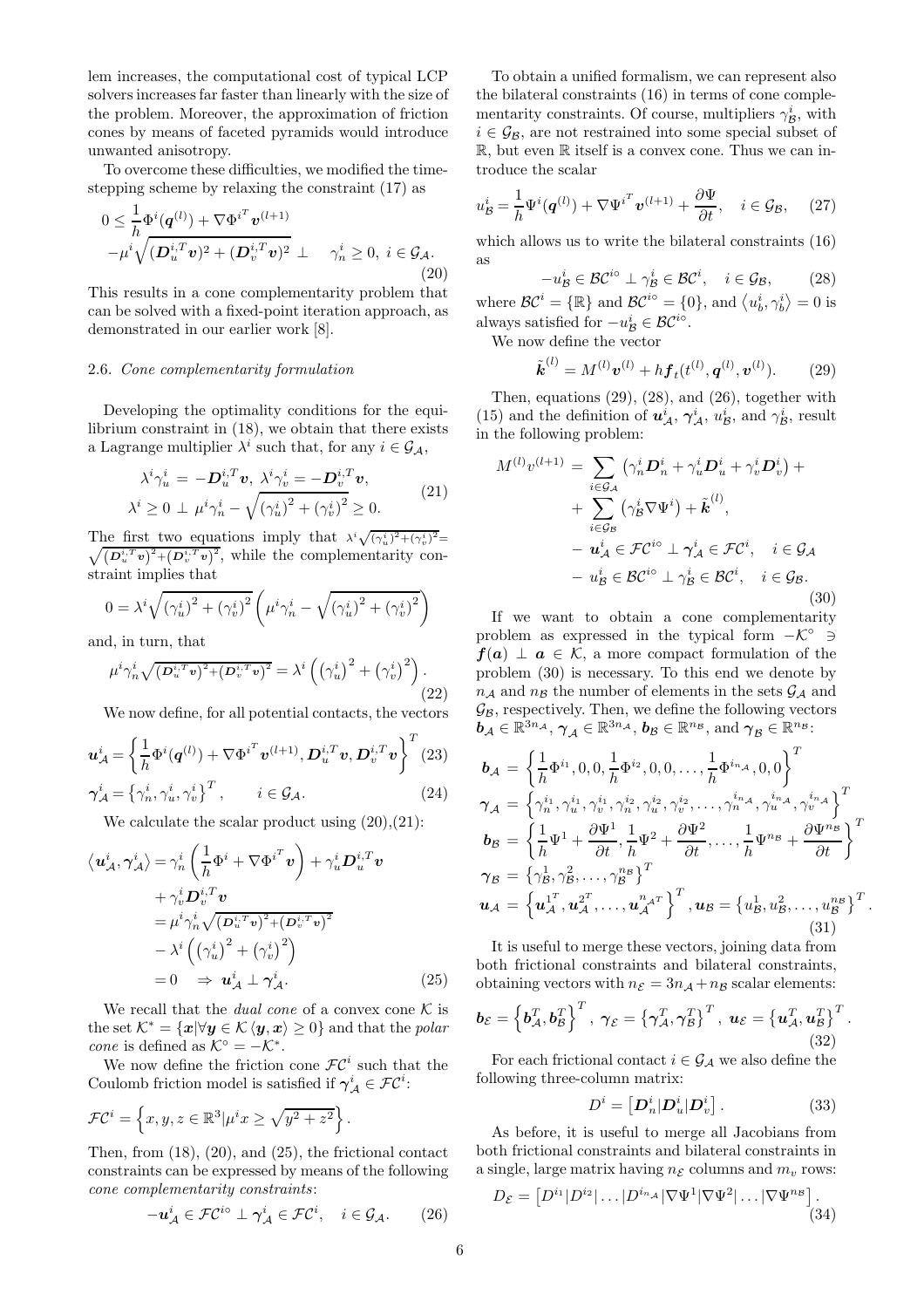lem increases, the computational cost of typical LCP solvers increases far faster than linearly with the size of the problem. Moreover, the approximation of friction cones by means of faceted pyramids would introduce unwanted anisotropy.

To overcome these difficulties, we modified the time-stepping scheme by relaxing the constraint (17) as

$$
\begin{aligned}
0 \le\ & \frac{1}{h}\Phi^i(\boldsymbol{q}^{(l)}) + \nabla\Phi^{i^T}\boldsymbol{v}^{(l+1)} \\
& -\mu^i\sqrt{(\boldsymbol{D}_u^{i,T}\boldsymbol{v})^2 + (\boldsymbol{D}_v^{i,T}\boldsymbol{v})^2} \perp \quad \gamma_n^i \ge 0,\ i \in \mathcal{G}_{\mathcal{A}}.
\end{aligned} \tag{20}
$$

This results in a cone complementarity problem that can be solved with a fixed-point iteration approach, as demonstrated in our earlier work [8].

### 2.6. *Cone complementarity formulation*

Developing the optimality conditions for the equilibrium constraint in (18), we obtain that there exists a Lagrange multiplier $\lambda^i$ such that, for any $i \in \mathcal{G}_{\mathcal{A}}$,

$$
\begin{aligned}
&\lambda^i\gamma_u^i = -\boldsymbol{D}_u^{i,T}\boldsymbol{v},\ \lambda^i\gamma_v^i = -\boldsymbol{D}_v^{i,T}\boldsymbol{v}, \\
&\lambda^i \ge 0 \perp \mu^i\gamma_n^i - \sqrt{\left(\gamma_u^i\right)^2 + \left(\gamma_v^i\right)^2} \ge 0.
\end{aligned} \tag{21}
$$

The first two equations imply that $\lambda^i\sqrt{(\gamma_u^i)^2+(\gamma_v^i)^2} = \sqrt{\left(\boldsymbol{D}_u^{i,T}\boldsymbol{v}\right)^2+\left(\boldsymbol{D}_v^{i,T}\boldsymbol{v}\right)^2}$, while the complementarity constraint implies that

$$
0 = \lambda^i\sqrt{\left(\gamma_u^i\right)^2 + \left(\gamma_v^i\right)^2}\left(\mu^i\gamma_n^i - \sqrt{\left(\gamma_u^i\right)^2 + \left(\gamma_v^i\right)^2}\right)
$$

and, in turn, that

$$
\mu^i\gamma_n^i\sqrt{\left(\boldsymbol{D}_u^{i,T}\boldsymbol{v}\right)^2+\left(\boldsymbol{D}_v^{i,T}\boldsymbol{v}\right)^2} = \lambda^i\left(\left(\gamma_u^i\right)^2 + \left(\gamma_v^i\right)^2\right). \tag{22}
$$

We now define, for all potential contacts, the vectors

$$
\boldsymbol{u}_{\mathcal{A}}^i = \left\{\frac{1}{h}\Phi^i(\boldsymbol{q}^{(l)}) + \nabla\Phi^{i^T}\boldsymbol{v}^{(l+1)}, \boldsymbol{D}_u^{i,T}\boldsymbol{v}, \boldsymbol{D}_v^{i,T}\boldsymbol{v}\right\}^T \tag{23}
$$

$$
\boldsymbol{\gamma}_{\mathcal{A}}^i = \left\{\gamma_n^i, \gamma_u^i, \gamma_v^i\right\}^T, \qquad i \in \mathcal{G}_{\mathcal{A}}. \tag{24}
$$

We calculate the scalar product using (20),(21):

$$
\begin{aligned}
\left\langle \boldsymbol{u}_{\mathcal{A}}^i, \boldsymbol{\gamma}_{\mathcal{A}}^i \right\rangle &= \gamma_n^i\left(\frac{1}{h}\Phi^i + \nabla\Phi^{i^T}\boldsymbol{v}\right) + \gamma_u^i\boldsymbol{D}_u^{i,T}\boldsymbol{v} \\
&\quad + \gamma_v^i\boldsymbol{D}_v^{i,T}\boldsymbol{v} \\
&= \mu^i\gamma_n^i\sqrt{\left(\boldsymbol{D}_u^{i,T}\boldsymbol{v}\right)^2+\left(\boldsymbol{D}_v^{i,T}\boldsymbol{v}\right)^2} \\
&\quad - \lambda^i\left(\left(\gamma_u^i\right)^2 + \left(\gamma_v^i\right)^2\right) \\
&= 0 \quad \Rightarrow\ \boldsymbol{u}_{\mathcal{A}}^i \perp \boldsymbol{\gamma}_{\mathcal{A}}^i.
\end{aligned} \tag{25}
$$

We recall that the *dual cone* of a convex cone $\mathcal{K}$ is the set $\mathcal{K}^* = \{\boldsymbol{x} | \forall \boldsymbol{y} \in \mathcal{K}\ \langle \boldsymbol{y}, \boldsymbol{x}\rangle \ge 0\}$ and that the *polar cone* is defined as $\mathcal{K}^\circ = -\mathcal{K}^*$.

We now define the friction cone $\mathcal{FC}^i$ such that the Coulomb friction model is satisfied if $\boldsymbol{\gamma}_{\mathcal{A}}^i \in \mathcal{FC}^i$:

$$
\mathcal{FC}^i = \left\{x, y, z \in \mathbb{R}^3 | \mu^i x \ge \sqrt{y^2 + z^2}\right\}.
$$

Then, from (18), (20), and (25), the frictional contact constraints can be expressed by means of the following *cone complementarity constraints*:

$$
-\boldsymbol{u}_{\mathcal{A}}^i \in \mathcal{FC}^{i\circ} \perp \boldsymbol{\gamma}_{\mathcal{A}}^i \in \mathcal{FC}^i, \quad i \in \mathcal{G}_{\mathcal{A}}. \tag{26}
$$

To obtain a unified formalism, we can represent also the bilateral constraints (16) in terms of cone complementarity constraints. Of course, multipliers $\gamma_{\mathcal{B}}^i$, with $i \in \mathcal{G}_{\mathcal{B}}$, are not restrained into some special subset of $\mathbb{R}$, but even $\mathbb{R}$ itself is a convex cone. Thus we can introduce the scalar

$$
u_{\mathcal{B}}^i = \frac{1}{h}\Psi^i(\boldsymbol{q}^{(l)}) + \nabla\Psi^{i^T}\boldsymbol{v}^{(l+1)} + \frac{\partial\Psi}{\partial t}, \quad i \in \mathcal{G}_{\mathcal{B}}, \tag{27}
$$

which allows us to write the bilateral constraints (16) as

$$
-u_{\mathcal{B}}^i \in \mathcal{BC}^{i\circ} \perp \gamma_{\mathcal{B}}^i \in \mathcal{BC}^i, \quad i \in \mathcal{G}_{\mathcal{B}}, \tag{28}
$$

where $\mathcal{BC}^i = \{\mathbb{R}\}$ and $\mathcal{BC}^{i\circ} = \{0\}$, and $\langle u_b^i, \gamma_b^i\rangle = 0$ is always satisfied for $-u_{\mathcal{B}}^i \in \mathcal{BC}^{i\circ}$.

We now define the vector

$$
\tilde{\boldsymbol{k}}^{(l)} = M^{(l)}\boldsymbol{v}^{(l)} + h\boldsymbol{f}_t(t^{(l)}, \boldsymbol{q}^{(l)}, \boldsymbol{v}^{(l)}). \tag{29}
$$

Then, equations (29), (28), and (26), together with (15) and the definition of $\boldsymbol{u}_{\mathcal{A}}^i$, $\boldsymbol{\gamma}_{\mathcal{A}}^i$, $u_{\mathcal{B}}^i$, and $\gamma_{\mathcal{B}}^i$, result in the following problem:

$$
\begin{aligned}
M^{(l)}v^{(l+1)} &= \sum_{i\in\mathcal{G}_{\mathcal{A}}}\left(\gamma_n^i\boldsymbol{D}_n^i + \gamma_u^i\boldsymbol{D}_u^i + \gamma_v^i\boldsymbol{D}_v^i\right) + \\
&\quad + \sum_{i\in\mathcal{G}_{\mathcal{B}}}\left(\gamma_{\mathcal{B}}^i\nabla\Psi^i\right) + \tilde{\boldsymbol{k}}^{(l)}, \\
&- \boldsymbol{u}_{\mathcal{A}}^i \in \mathcal{FC}^{i\circ} \perp \boldsymbol{\gamma}_{\mathcal{A}}^i \in \mathcal{FC}^i, \quad i \in \mathcal{G}_{\mathcal{A}} \\
&- u_{\mathcal{B}}^i \in \mathcal{BC}^{i\circ} \perp \gamma_{\mathcal{B}}^i \in \mathcal{BC}^i, \quad i \in \mathcal{G}_{\mathcal{B}}.
\end{aligned} \tag{30}
$$

If we want to obtain a cone complementarity problem as expressed in the typical form $-\mathcal{K}^\circ \ni \boldsymbol{f}(\boldsymbol{a}) \perp \boldsymbol{a} \in \mathcal{K}$, a more compact formulation of the problem (30) is necessary. To this end we denote by $n_{\mathcal{A}}$ and $n_{\mathcal{B}}$ the number of elements in the sets $\mathcal{G}_{\mathcal{A}}$ and $\mathcal{G}_{\mathcal{B}}$, respectively. Then, we define the following vectors $\boldsymbol{b}_{\mathcal{A}} \in \mathbb{R}^{3n_{\mathcal{A}}}$, $\boldsymbol{\gamma}_{\mathcal{A}} \in \mathbb{R}^{3n_{\mathcal{A}}}$, $\boldsymbol{b}_{\mathcal{B}} \in \mathbb{R}^{n_{\mathcal{B}}}$, and $\boldsymbol{\gamma}_{\mathcal{B}} \in \mathbb{R}^{n_{\mathcal{B}}}$:

$$
\begin{aligned}
\boldsymbol{b}_{\mathcal{A}} &= \left\{\frac{1}{h}\Phi^{i_1}, 0, 0, \frac{1}{h}\Phi^{i_2}, 0, 0, \ldots, \frac{1}{h}\Phi^{i_{n_{\mathcal{A}}}}, 0, 0\right\}^T \\
\boldsymbol{\gamma}_{\mathcal{A}} &= \left\{\gamma_n^{i_1}, \gamma_u^{i_1}, \gamma_v^{i_1}, \gamma_n^{i_2}, \gamma_u^{i_2}, \gamma_v^{i_2}, \ldots, \gamma_n^{i_{n_{\mathcal{A}}}}, \gamma_u^{i_{n_{\mathcal{A}}}}, \gamma_v^{i_{n_{\mathcal{A}}}}\right\}^T \\
\boldsymbol{b}_{\mathcal{B}} &= \left\{\frac{1}{h}\Psi^1 + \frac{\partial\Psi^1}{\partial t}, \frac{1}{h}\Psi^2 + \frac{\partial\Psi^2}{\partial t}, \ldots, \frac{1}{h}\Psi^{n_{\mathcal{B}}} + \frac{\partial\Psi^{n_{\mathcal{B}}}}{\partial t}\right\}^T \\
\boldsymbol{\gamma}_{\mathcal{B}} &= \left\{\gamma_{\mathcal{B}}^1, \gamma_{\mathcal{B}}^2, \ldots, \gamma_{\mathcal{B}}^{n_{\mathcal{B}}}\right\}^T \\
\boldsymbol{u}_{\mathcal{A}} &= \left\{\boldsymbol{u}_{\mathcal{A}}^{1^T}, \boldsymbol{u}_{\mathcal{A}}^{2^T}, \ldots, \boldsymbol{u}_{\mathcal{A}}^{n_{\mathcal{A}}^T}\right\}^T, \boldsymbol{u}_{\mathcal{B}} = \left\{u_{\mathcal{B}}^1, u_{\mathcal{B}}^2, \ldots, u_{\mathcal{B}}^{n_{\mathcal{B}}}\right\}^T.
\end{aligned} \tag{31}
$$

It is useful to merge these vectors, joining data from both frictional constraints and bilateral constraints, obtaining vectors with $n_{\mathcal{E}} = 3n_{\mathcal{A}} + n_{\mathcal{B}}$ scalar elements:

$$
\boldsymbol{b}_{\mathcal{E}} = \left\{\boldsymbol{b}_{\mathcal{A}}^T, \boldsymbol{b}_{\mathcal{B}}^T\right\}^T, \ \boldsymbol{\gamma}_{\mathcal{E}} = \left\{\boldsymbol{\gamma}_{\mathcal{A}}^T, \boldsymbol{\gamma}_{\mathcal{B}}^T\right\}^T, \ \boldsymbol{u}_{\mathcal{E}} = \left\{\boldsymbol{u}_{\mathcal{A}}^T, \boldsymbol{u}_{\mathcal{B}}^T\right\}^T. \tag{32}
$$

For each frictional contact $i \in \mathcal{G}_{\mathcal{A}}$ we also define the following three-column matrix:

$$
D^i = \left[\boldsymbol{D}_n^i | \boldsymbol{D}_u^i | \boldsymbol{D}_v^i\right]. \tag{33}
$$

As before, it is useful to merge all Jacobians from both frictional constraints and bilateral constraints in a single, large matrix having $n_{\mathcal{E}}$ columns and $m_v$ rows:

$$
D_{\mathcal{E}} = \left[D^{i_1} | D^{i_2} | \ldots | D^{i_{n_{\mathcal{A}}}} | \nabla\Psi^1 | \nabla\Psi^2 | \ldots | \nabla\Psi^{n_{\mathcal{B}}}\right]. \tag{34}
$$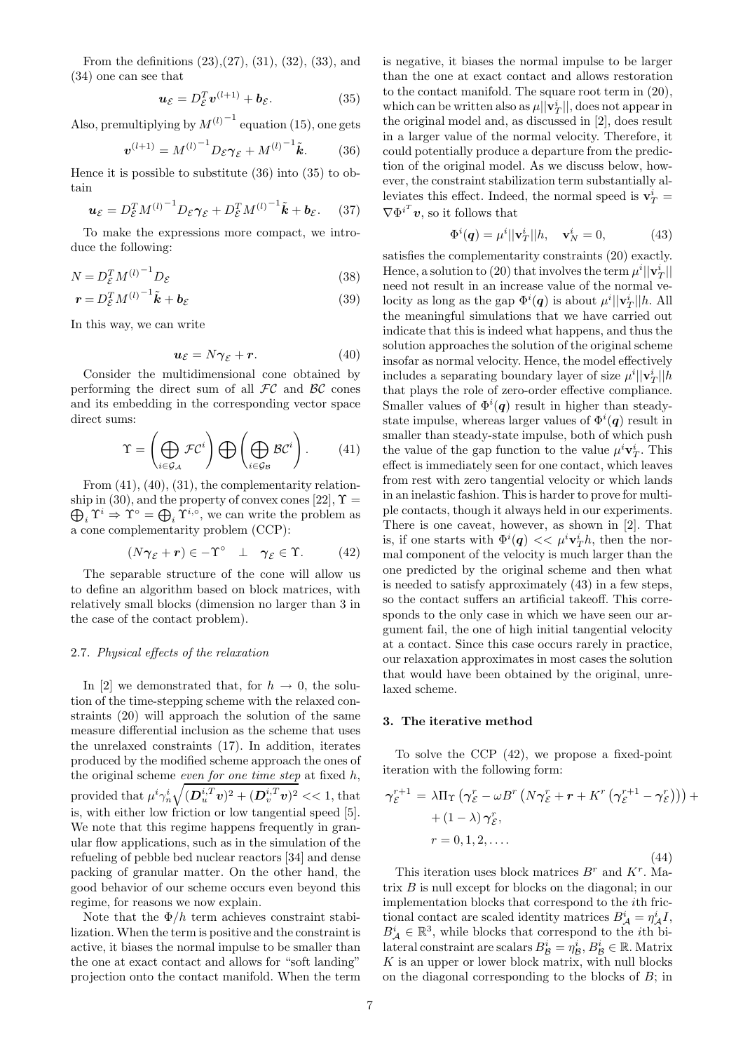From the definitions (23),(27), (31), (32), (33), and (34) one can see that

$$\boldsymbol{u}_{\mathcal{E}} = D_{\mathcal{E}}^T \boldsymbol{v}^{(l+1)} + \boldsymbol{b}_{\mathcal{E}}. \tag{35}$$

Also, premultiplying by ${M^{(l)}}^{-1}$ equation (15), one gets

$$\boldsymbol{v}^{(l+1)} = {M^{(l)}}^{-1} D_{\mathcal{E}} \boldsymbol{\gamma}_{\mathcal{E}} + {M^{(l)}}^{-1} \tilde{\boldsymbol{k}}. \tag{36}$$

Hence it is possible to substitute (36) into (35) to obtain

$$\boldsymbol{u}_{\mathcal{E}} = D_{\mathcal{E}}^T {M^{(l)}}^{-1} D_{\mathcal{E}} \boldsymbol{\gamma}_{\mathcal{E}} + D_{\mathcal{E}}^T {M^{(l)}}^{-1} \tilde{\boldsymbol{k}} + \boldsymbol{b}_{\mathcal{E}}. \tag{37}$$

To make the expressions more compact, we introduce the following:

$$N = D_{\mathcal{E}}^T {M^{(l)}}^{-1} D_{\mathcal{E}} \tag{38}$$

$$\boldsymbol{r} = D_{\mathcal{E}}^T {M^{(l)}}^{-1} \tilde{\boldsymbol{k}} + \boldsymbol{b}_{\mathcal{E}} \tag{39}$$

In this way, we can write

$$\boldsymbol{u}_{\mathcal{E}} = N \boldsymbol{\gamma}_{\mathcal{E}} + \boldsymbol{r}. \tag{40}$$

Consider the multidimensional cone obtained by performing the direct sum of all $\mathcal{FC}$ and $\mathcal{BC}$ cones and its embedding in the corresponding vector space direct sums:

$$\Upsilon = \left( \bigoplus_{i \in \mathcal{G}_{\mathcal{A}}} \mathcal{FC}^i \right) \bigoplus \left( \bigoplus_{i \in \mathcal{G}_{\mathcal{B}}} \mathcal{BC}^i \right). \tag{41}$$

From (41), (40), (31), the complementarity relationship in (30), and the property of convex cones [22], $\Upsilon = \bigoplus_i \Upsilon^i \Rightarrow \Upsilon^\circ = \bigoplus_i \Upsilon^{i,\circ}$, we can write the problem as a cone complementarity problem (CCP):

$$(N \boldsymbol{\gamma}_{\mathcal{E}} + \boldsymbol{r}) \in -\Upsilon^\circ \quad \perp \quad \boldsymbol{\gamma}_{\mathcal{E}} \in \Upsilon. \tag{42}$$

The separable structure of the cone will allow us to define an algorithm based on block matrices, with relatively small blocks (dimension no larger than 3 in the case of the contact problem).

### 2.7. *Physical effects of the relaxation*

In [2] we demonstrated that, for $h \to 0$, the solution of the time-stepping scheme with the relaxed constraints (20) will approach the solution of the same measure differential inclusion as the scheme that uses the unrelaxed constraints (17). In addition, iterates produced by the modified scheme approach the ones of the original scheme *even for one time step* at fixed $h$, provided that $\mu^i \gamma_n^i \sqrt{(\boldsymbol{D}_u^{i,T} \boldsymbol{v})^2 + (\boldsymbol{D}_v^{i,T} \boldsymbol{v})^2} << 1$, that is, with either low friction or low tangential speed [5]. We note that this regime happens frequently in granular flow applications, such as in the simulation of the refueling of pebble bed nuclear reactors [34] and dense packing of granular matter. On the other hand, the good behavior of our scheme occurs even beyond this regime, for reasons we now explain.

Note that the $\Phi/h$ term achieves constraint stabilization. When the term is positive and the constraint is active, it biases the normal impulse to be smaller than the one at exact contact and allows for "soft landing" projection onto the contact manifold. When the term is negative, it biases the normal impulse to be larger than the one at exact contact and allows restoration to the contact manifold. The square root term in (20), which can be written also as $\mu ||\mathbf{v}_T^i||$, does not appear in the original model and, as discussed in [2], does result in a larger value of the normal velocity. Therefore, it could potentially produce a departure from the prediction of the original model. As we discuss below, however, the constraint stabilization term substantially alleviates this effect. Indeed, the normal speed is $\mathbf{v}_T^i = \nabla {\Phi^i}^T \boldsymbol{v}$, so it follows that

$$\Phi^i(\boldsymbol{q}) = \mu^i ||\mathbf{v}_T^i|| h, \quad \mathbf{v}_N^i = 0, \tag{43}$$

satisfies the complementarity constraints (20) exactly. Hence, a solution to (20) that involves the term $\mu^i ||\mathbf{v}_T^i||$ need not result in an increase value of the normal velocity as long as the gap $\Phi^i(\boldsymbol{q})$ is about $\mu^i ||\mathbf{v}_T^i|| h$. All the meaningful simulations that we have carried out indicate that this is indeed what happens, and thus the solution approaches the solution of the original scheme insofar as normal velocity. Hence, the model effectively includes a separating boundary layer of size $\mu^i ||\mathbf{v}_T^i|| h$ that plays the role of zero-order effective compliance. Smaller values of $\Phi^i(\boldsymbol{q})$ result in higher than steady-state impulse, whereas larger values of $\Phi^i(\boldsymbol{q})$ result in smaller than steady-state impulse, both of which push the value of the gap function to the value $\mu^i \mathbf{v}_T^i$. This effect is immediately seen for one contact, which leaves from rest with zero tangential velocity or which lands in an inelastic fashion. This is harder to prove for multiple contacts, though it always held in our experiments. There is one caveat, however, as shown in [2]. That is, if one starts with $\Phi^i(\boldsymbol{q}) << \mu^i \mathbf{v}_T^i h$, then the normal component of the velocity is much larger than the one predicted by the original scheme and then what is needed to satisfy approximately (43) in a few steps, so the contact suffers an artificial takeoff. This corresponds to the only case in which we have seen our argument fail, the one of high initial tangential velocity at a contact. Since this case occurs rarely in practice, our relaxation approximates in most cases the solution that would have been obtained by the original, unrelaxed scheme.

## 3. The iterative method

To solve the CCP (42), we propose a fixed-point iteration with the following form:

$$\begin{aligned}
\boldsymbol{\gamma}_{\mathcal{E}}^{r+1} = \; & \lambda \Pi_\Upsilon \left( \boldsymbol{\gamma}_{\mathcal{E}}^r - \omega B^r \left( N \boldsymbol{\gamma}_{\mathcal{E}}^r + \boldsymbol{r} + K^r \left( \boldsymbol{\gamma}_{\mathcal{E}}^{r+1} - \boldsymbol{\gamma}_{\mathcal{E}}^r \right) \right) \right) + \\
& + (1 - \lambda) \boldsymbol{\gamma}_{\mathcal{E}}^r, \\
& r = 0, 1, 2, \ldots.
\end{aligned} \tag{44}$$

This iteration uses block matrices $B^r$ and $K^r$. Matrix $B$ is null except for blocks on the diagonal; in our implementation blocks that correspond to the $i$th frictional contact are scaled identity matrices $B_{\mathcal{A}}^i = \eta_{\mathcal{A}}^i I$, $B_{\mathcal{A}}^i \in \mathbb{R}^3$, while blocks that correspond to the $i$th bilateral constraint are scalars $B_{\mathcal{B}}^i = \eta_{\mathcal{B}}^i$, $B_{\mathcal{B}}^i \in \mathbb{R}$. Matrix $K$ is an upper or lower block matrix, with null blocks on the diagonal corresponding to the blocks of $B$; in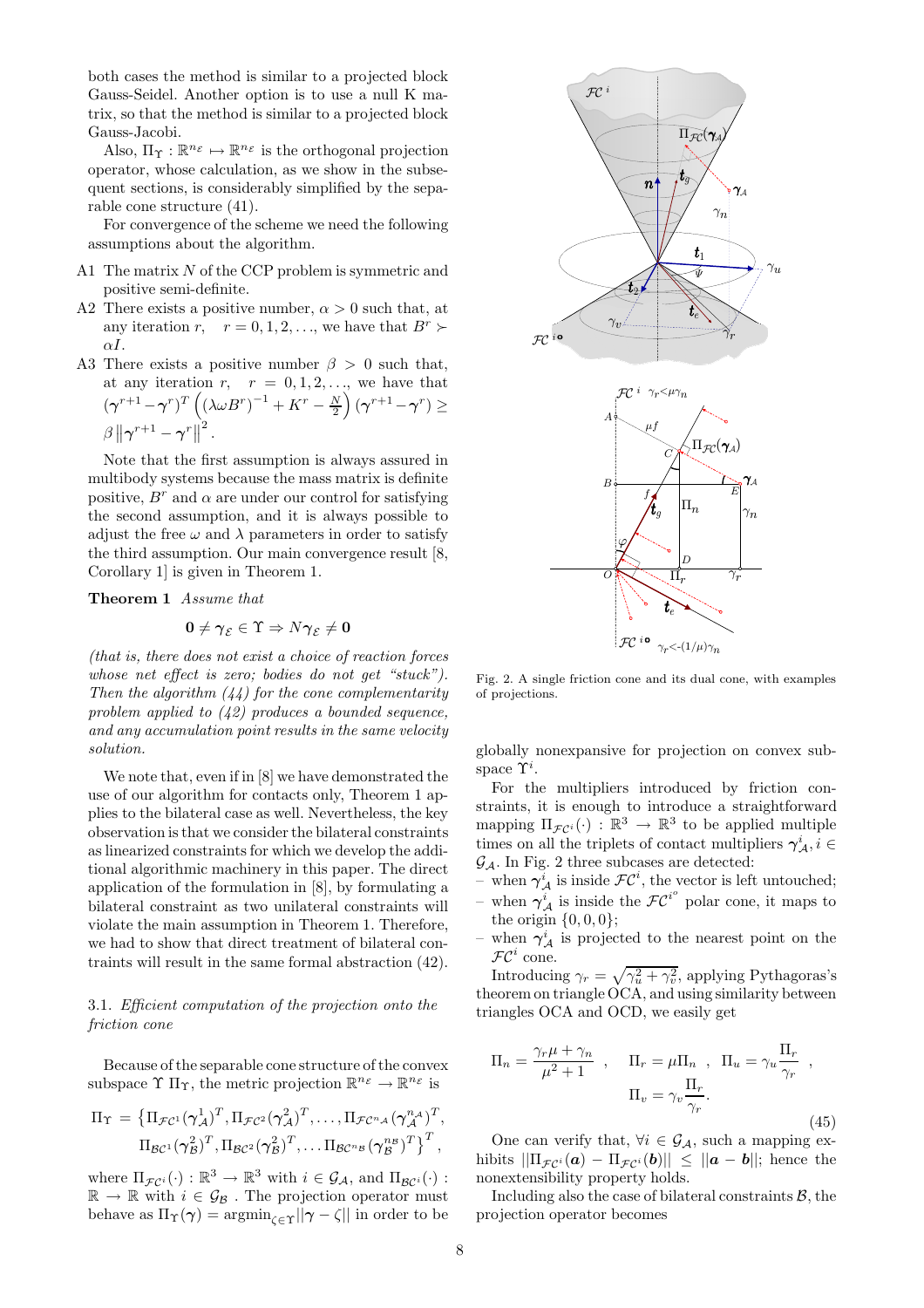both cases the method is similar to a projected block Gauss-Seidel. Another option is to use a null K matrix, so that the method is similar to a projected block Gauss-Jacobi.

Also, $\Pi_\Upsilon : \mathbb{R}^{n\varepsilon} \mapsto \mathbb{R}^{n\varepsilon}$ is the orthogonal projection operator, whose calculation, as we show in the subsequent sections, is considerably simplified by the separable cone structure (41).

For convergence of the scheme we need the following assumptions about the algorithm.

- A1 The matrix $N$ of the CCP problem is symmetric and positive semi-definite.
- A2 There exists a positive number, $\alpha > 0$ such that, at any iteration $r$, $r = 0, 1, 2, \ldots$, we have that $B^r \succ \alpha I$.
- A3 There exists a positive number $\beta > 0$ such that, at any iteration $r$, $r = 0, 1, 2, \ldots$, we have that $(\boldsymbol{\gamma}^{r+1} - \boldsymbol{\gamma}^r)^T \left( (\lambda \omega B^r)^{-1} + K^r - \frac{N}{2} \right) (\boldsymbol{\gamma}^{r+1} - \boldsymbol{\gamma}^r) \geq \beta \left\| \boldsymbol{\gamma}^{r+1} - \boldsymbol{\gamma}^r \right\|^2$.

Note that the first assumption is always assured in multibody systems because the mass matrix is definite positive, $B^r$ and $\alpha$ are under our control for satisfying the second assumption, and it is always possible to adjust the free $\omega$ and $\lambda$ parameters in order to satisfy the third assumption. Our main convergence result [8, Corollary 1] is given in Theorem 1.

**Theorem 1** *Assume that*

$$\mathbf{0} \neq \boldsymbol{\gamma}_{\mathcal{E}} \in \Upsilon \Rightarrow N \boldsymbol{\gamma}_{\mathcal{E}} \neq \mathbf{0}$$

*(that is, there does not exist a choice of reaction forces whose net effect is zero; bodies do not get "stuck"). Then the algorithm (44) for the cone complementarity problem applied to (42) produces a bounded sequence, and any accumulation point results in the same velocity solution.*

We note that, even if in [8] we have demonstrated the use of our algorithm for contacts only, Theorem 1 applies to the bilateral case as well. Nevertheless, the key observation is that we consider the bilateral constraints as linearized constraints for which we develop the additional algorithmic machinery in this paper. The direct application of the formulation in [8], by formulating a bilateral constraint as two unilateral constraints will violate the main assumption in Theorem 1. Therefore, we had to show that direct treatment of bilateral constraints will result in the same formal abstraction (42).

### 3.1. *Efficient computation of the projection onto the friction cone*

Because of the separable cone structure of the convex subspace $\Upsilon$ $\Pi_\Upsilon$, the metric projection $\mathbb{R}^{n\varepsilon} \to \mathbb{R}^{n\varepsilon}$ is

$$\Pi_\Upsilon = \left\{ \Pi_{\mathcal{FC}^1}(\boldsymbol{\gamma}^1_{\mathcal{A}})^T, \Pi_{\mathcal{FC}^2}(\boldsymbol{\gamma}^2_{\mathcal{A}})^T, \ldots, \Pi_{\mathcal{FC}^{n_\mathcal{A}}}(\boldsymbol{\gamma}^{n_\mathcal{A}}_{\mathcal{A}})^T, \Pi_{\mathcal{BC}^1}(\boldsymbol{\gamma}^1_{\mathcal{B}})^T, \Pi_{\mathcal{BC}^2}(\boldsymbol{\gamma}^2_{\mathcal{B}})^T, \ldots \Pi_{\mathcal{BC}^{n_\mathcal{B}}}(\boldsymbol{\gamma}^{n_\mathcal{B}}_{\mathcal{B}})^T \right\}^T,$$

where $\Pi_{\mathcal{FC}^i}(\cdot) : \mathbb{R}^3 \to \mathbb{R}^3$ with $i \in \mathcal{G}_\mathcal{A}$, and $\Pi_{\mathcal{BC}^i}(\cdot) : \mathbb{R} \to \mathbb{R}$ with $i \in \mathcal{G}_\mathcal{B}$ . The projection operator must behave as $\Pi_\Upsilon(\boldsymbol{\gamma}) = \mathrm{argmin}_{\zeta \in \Upsilon} ||\boldsymbol{\gamma} - \zeta||$ in order to be globally nonexpansive for projection on convex subspace $\Upsilon^i$.

Fig. 2. A single friction cone and its dual cone, with examples of projections.

For the multipliers introduced by friction constraints, it is enough to introduce a straightforward mapping $\Pi_{\mathcal{FC}^i}(\cdot) : \mathbb{R}^3 \to \mathbb{R}^3$ to be applied multiple times on all the triplets of contact multipliers $\boldsymbol{\gamma}^i_{\mathcal{A}}, i \in \mathcal{G}_\mathcal{A}$. In Fig. 2 three subcases are detected:

- when $\boldsymbol{\gamma}^i_{\mathcal{A}}$ is inside $\mathcal{FC}^i$, the vector is left untouched;
- when $\boldsymbol{\gamma}^i_{\mathcal{A}}$ is inside the $\mathcal{FC}^{i^o}$ polar cone, it maps to the origin $\{0, 0, 0\}$;
- when $\boldsymbol{\gamma}^i_{\mathcal{A}}$ is projected to the nearest point on the $\mathcal{FC}^i$ cone.

Introducing $\gamma_r = \sqrt{\gamma_u^2 + \gamma_v^2}$, applying Pythagoras's theorem on triangle OCA, and using similarity between triangles OCA and OCD, we easily get

$$\Pi_n = \frac{\gamma_r \mu + \gamma_n}{\mu^2 + 1} \quad , \quad \Pi_r = \mu \Pi_n \quad , \quad \Pi_u = \gamma_u \frac{\Pi_r}{\gamma_r} \quad , \quad \Pi_v = \gamma_v \frac{\Pi_r}{\gamma_r}. \tag{45}$$

One can verify that, $\forall i \in \mathcal{G}_\mathcal{A}$, such a mapping exhibits $||\Pi_{\mathcal{FC}^i}(\boldsymbol{a}) - \Pi_{\mathcal{FC}^i}(\boldsymbol{b})|| \leq ||\boldsymbol{a} - \boldsymbol{b}||$; hence the nonextensibility property holds.

Including also the case of bilateral constraints $\mathcal{B}$, the projection operator becomes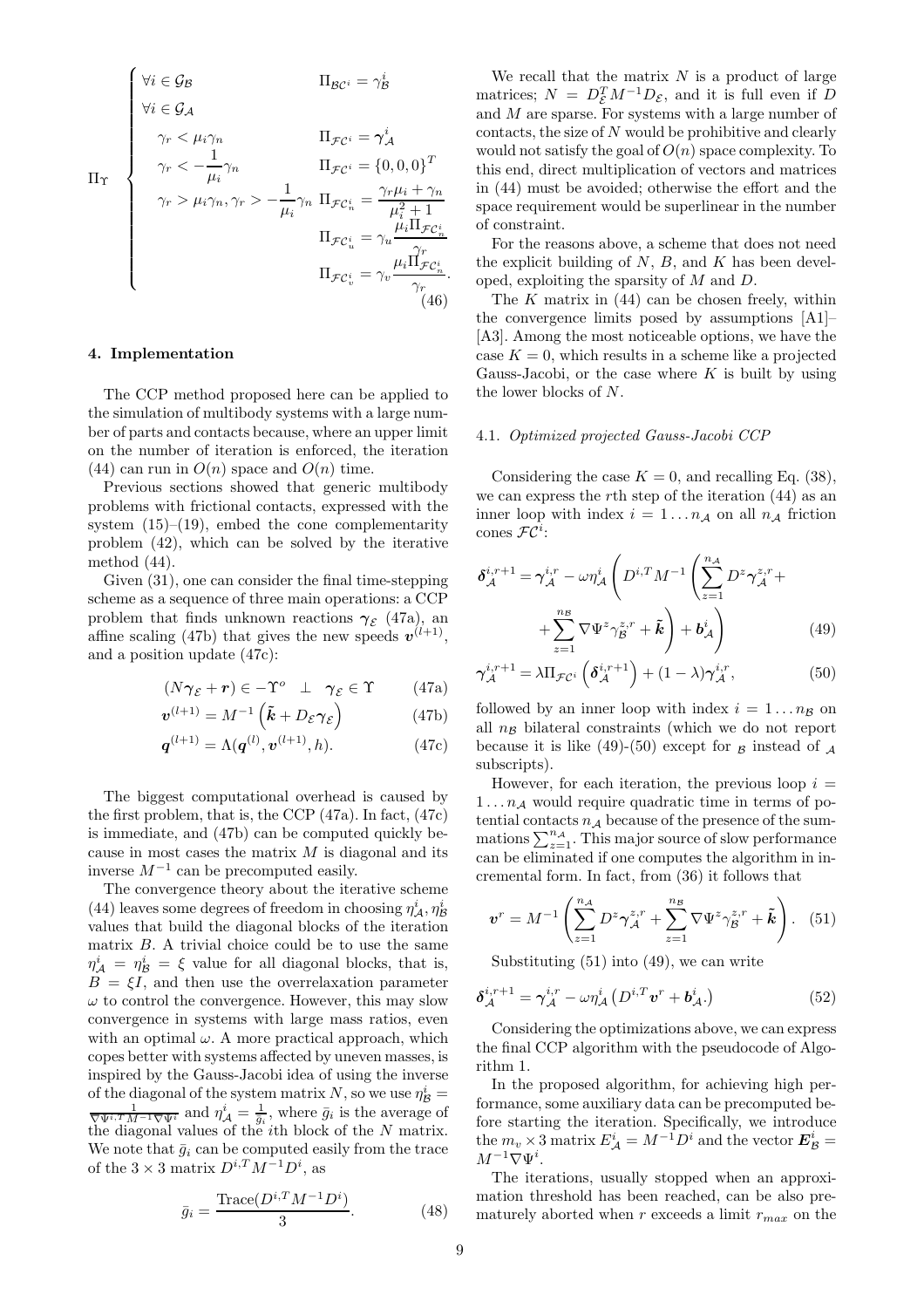$$
\Pi_{\Upsilon} \quad \begin{cases}
\forall i \in \mathcal{G_B} & \Pi_{\mathcal{BC}^i} = \gamma^i_{\mathcal{B}} \\
\forall i \in \mathcal{G_A} & \\
\quad \gamma_r < \mu_i \gamma_n & \Pi_{\mathcal{FC}^i} = \boldsymbol{\gamma}^i_{\mathcal{A}} \\
\quad \gamma_r < -\dfrac{1}{\mu_i}\gamma_n & \Pi_{\mathcal{FC}^i} = \{0,0,0\}^T \\
\quad \gamma_r > \mu_i \gamma_n, \gamma_r > -\dfrac{1}{\mu_i}\gamma_n & \Pi_{\mathcal{FC}^i_n} = \dfrac{\gamma_r \mu_i + \gamma_n}{\mu_i^2 + 1} \\
 & \Pi_{\mathcal{FC}^i_u} = \gamma_u \dfrac{\mu_i \Pi_{\mathcal{FC}^i_n}}{\gamma_r} \\
 & \Pi_{\mathcal{FC}^i_v} = \gamma_v \dfrac{\mu_i \Pi_{\mathcal{FC}^i_n}}{\gamma_r}.
\end{cases} \tag{46}
$$

## 4. Implementation

The CCP method proposed here can be applied to the simulation of multibody systems with a large number of parts and contacts because, where an upper limit on the number of iteration is enforced, the iteration (44) can run in $O(n)$ space and $O(n)$ time.

Previous sections showed that generic multibody problems with frictional contacts, expressed with the system (15)–(19), embed the cone complementarity problem (42), which can be solved by the iterative method (44).

Given (31), one can consider the final time-stepping scheme as a sequence of three main operations: a CCP problem that finds unknown reactions $\boldsymbol{\gamma}_{\mathcal{E}}$ (47a), an affine scaling (47b) that gives the new speeds $\boldsymbol{v}^{(l+1)}$, and a position update (47c):

$$
(N\boldsymbol{\gamma}_{\mathcal{E}} + \boldsymbol{r}) \in -\Upsilon^o \quad \perp \quad \boldsymbol{\gamma}_{\mathcal{E}} \in \Upsilon \tag{47a}
$$

$$
\boldsymbol{v}^{(l+1)} = M^{-1}\left(\tilde{\boldsymbol{k}} + D_{\mathcal{E}}\boldsymbol{\gamma}_{\mathcal{E}}\right) \tag{47b}
$$

$$
\boldsymbol{q}^{(l+1)} = \Lambda(\boldsymbol{q}^{(l)}, \boldsymbol{v}^{(l+1)}, h). \tag{47c}
$$

The biggest computational overhead is caused by the first problem, that is, the CCP (47a). In fact, (47c) is immediate, and (47b) can be computed quickly because in most cases the matrix $M$ is diagonal and its inverse $M^{-1}$ can be precomputed easily.

The convergence theory about the iterative scheme (44) leaves some degrees of freedom in choosing $\eta^i_{\mathcal{A}}, \eta^i_{\mathcal{B}}$ values that build the diagonal blocks of the iteration matrix $B$. A trivial choice could be to use the same $\eta^i_{\mathcal{A}} = \eta^i_{\mathcal{B}} = \xi$ value for all diagonal blocks, that is, $B = \xi I$, and then use the overrelaxation parameter $\omega$ to control the convergence. However, this may slow convergence in systems with large mass ratios, even with an optimal $\omega$. A more practical approach, which copes better with systems affected by uneven masses, is inspired by the Gauss-Jacobi idea of using the inverse of the diagonal of the system matrix $N$, so we use $\eta^i_{\mathcal{B}} = \frac{1}{\nabla\Psi^{i,T} M^{-1} \nabla\Psi^i}$ and $\eta^i_{\mathcal{A}} = \frac{1}{\bar{g}_i}$, where $\bar{g}_i$ is the average of the diagonal values of the $i$th block of the $N$ matrix. We note that $\bar{g}_i$ can be computed easily from the trace of the $3 \times 3$ matrix $D^{i,T} M^{-1} D^i$, as

$$
\bar{g}_i = \frac{\mathrm{Trace}(D^{i,T} M^{-1} D^i)}{3}. \tag{48}
$$

We recall that the matrix $N$ is a product of large matrices; $N = D_{\mathcal{E}}^T M^{-1} D_{\mathcal{E}}$, and it is full even if $D$ and $M$ are sparse. For systems with a large number of contacts, the size of $N$ would be prohibitive and clearly would not satisfy the goal of $O(n)$ space complexity. To this end, direct multiplication of vectors and matrices in (44) must be avoided; otherwise the effort and the space requirement would be superlinear in the number of constraint.

For the reasons above, a scheme that does not need the explicit building of $N$, $B$, and $K$ has been developed, exploiting the sparsity of $M$ and $D$.

The $K$ matrix in (44) can be chosen freely, within the convergence limits posed by assumptions [A1]–[A3]. Among the most noticeable options, we have the case $K = 0$, which results in a scheme like a projected Gauss-Jacobi, or the case where $K$ is built by using the lower blocks of $N$.

### 4.1. Optimized projected Gauss-Jacobi CCP

Considering the case $K = 0$, and recalling Eq. (38), we can express the $r$th step of the iteration (44) as an inner loop with index $i = 1 \ldots n_{\mathcal{A}}$ on all $n_{\mathcal{A}}$ friction cones $\mathcal{FC}^i$:

$$
\boldsymbol{\delta}^{i,r+1}_{\mathcal{A}} = \boldsymbol{\gamma}^{i,r}_{\mathcal{A}} - \omega \eta^i_{\mathcal{A}} \left( D^{i,T} M^{-1} \left( \sum_{z=1}^{n_{\mathcal{A}}} D^z \boldsymbol{\gamma}^{z,r}_{\mathcal{A}} + \right.\right.
$$

$$
\left.\left. + \sum_{z=1}^{n_{\mathcal{B}}} \nabla\Psi^z \gamma^{z,r}_{\mathcal{B}} + \tilde{\boldsymbol{k}} \right) + \boldsymbol{b}^i_{\mathcal{A}} \right) \tag{49}
$$

$$
\boldsymbol{\gamma}^{i,r+1}_{\mathcal{A}} = \lambda \Pi_{\mathcal{FC}^i}\left(\boldsymbol{\delta}^{i,r+1}_{\mathcal{A}}\right) + (1-\lambda)\boldsymbol{\gamma}^{i,r}_{\mathcal{A}}, \tag{50}
$$

followed by an inner loop with index $i = 1 \ldots n_{\mathcal{B}}$ on all $n_{\mathcal{B}}$ bilateral constraints (which we do not report because it is like (49)-(50) except for $_{\mathcal{B}}$ instead of $_{\mathcal{A}}$ subscripts).

However, for each iteration, the previous loop $i = 1 \ldots n_{\mathcal{A}}$ would require quadratic time in terms of potential contacts $n_{\mathcal{A}}$ because of the presence of the summations $\sum_{z=1}^{n_{\mathcal{A}}}$. This major source of slow performance can be eliminated if one computes the algorithm in incremental form. In fact, from (36) it follows that

$$
\boldsymbol{v}^r = M^{-1} \left( \sum_{z=1}^{n_{\mathcal{A}}} D^z \boldsymbol{\gamma}^{z,r}_{\mathcal{A}} + \sum_{z=1}^{n_{\mathcal{B}}} \nabla\Psi^z \gamma^{z,r}_{\mathcal{B}} + \tilde{\boldsymbol{k}} \right). \tag{51}
$$

Substituting (51) into (49), we can write

$$
\boldsymbol{\delta}^{i,r+1}_{\mathcal{A}} = \boldsymbol{\gamma}^{i,r}_{\mathcal{A}} - \omega \eta^i_{\mathcal{A}} \left( D^{i,T} \boldsymbol{v}^r + \boldsymbol{b}^i_{\mathcal{A}}. \right) \tag{52}
$$

Considering the optimizations above, we can express the final CCP algorithm with the pseudocode of Algorithm 1.

In the proposed algorithm, for achieving high performance, some auxiliary data can be precomputed before starting the iteration. Specifically, we introduce the $m_v \times 3$ matrix $E^i_{\mathcal{A}} = M^{-1} D^i$ and the vector $\boldsymbol{E}^i_{\mathcal{B}} = M^{-1} \nabla\Psi^i$.

The iterations, usually stopped when an approximation threshold has been reached, can be also prematurely aborted when $r$ exceeds a limit $r_{max}$ on the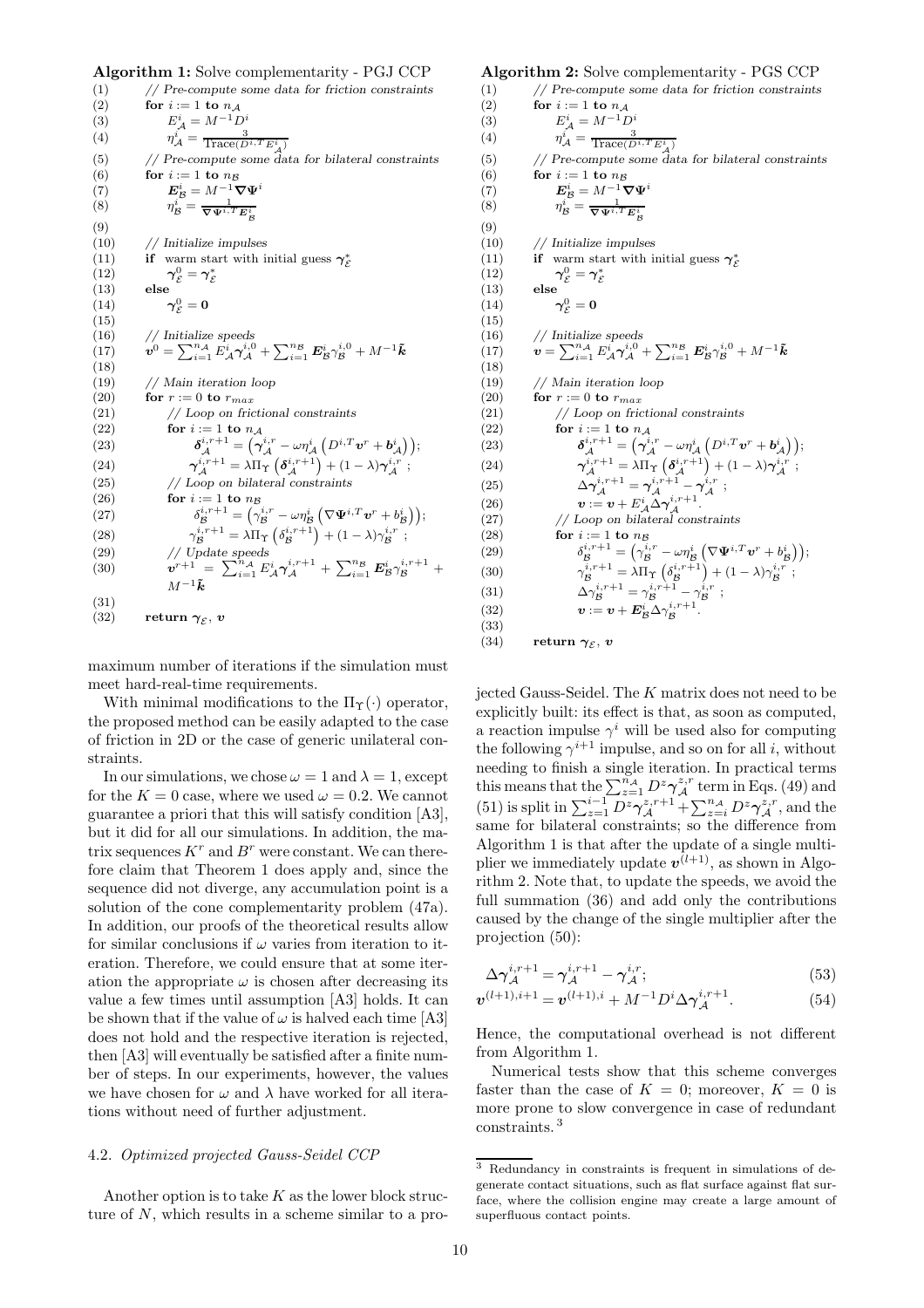**Algorithm 1:** Solve complementarity - PGJ CCP

```
(1)     // Pre-compute some data for friction constraints
(2)     for i := 1 to n_A
(3)         E^i_A = M^{-1} D^i
(4)         η^i_A = 3 / Trace(D^{i,T} E^i_A)
(5)     // Pre-compute some data for bilateral constraints
(6)     for i := 1 to n_B
(7)         E^i_B = M^{-1} ∇Ψ^i
(8)         η^i_B = 1 / (∇Ψ^{i,T} E^i_B)
(9)
(10)    // Initialize impulses
(11)    if warm start with initial guess γ*_E
(12)        γ^0_E = γ*_E
(13)    else
(14)        γ^0_E = 0
(15)
(16)    // Initialize speeds
(17)    v^0 = Σ_{i=1}^{n_A} E^i_A γ^{i,0}_A + Σ_{i=1}^{n_B} E^i_B γ^{i,0}_B + M^{-1} k̃
(18)
(19)    // Main iteration loop
(20)    for r := 0 to r_max
(21)        // Loop on frictional constraints
(22)        for i := 1 to n_A
(23)            δ^{i,r+1}_A = (γ^{i,r}_A − ω η^i_A (D^{i,T} v^r + b^i_A));
(24)            γ^{i,r+1}_A = λ Π_Υ(δ^{i,r+1}_A) + (1 − λ) γ^{i,r}_A ;
(25)        // Loop on bilateral constraints
(26)        for i := 1 to n_B
(27)            δ^{i,r+1}_B = (γ^{i,r}_B − ω η^i_B (∇Ψ^{i,T} v^r + b^i_B));
(28)            γ^{i,r+1}_B = λ Π_Υ(δ^{i,r+1}_B) + (1 − λ) γ^{i,r}_B ;
(29)        // Update speeds
(30)        v^{r+1} = Σ_{i=1}^{n_A} E^i_A γ^{i,r+1}_A + Σ_{i=1}^{n_B} E^i_B γ^{i,r+1}_B +
                      M^{-1} k̃
(31)
(32)    return γ_E, v
```

**Algorithm 2:** Solve complementarity - PGS CCP

```
(1)     // Pre-compute some data for friction constraints
(2)     for i := 1 to n_A
(3)         E^i_A = M^{-1} D^i
(4)         η^i_A = 3 / Trace(D^{i,T} E^i_A)
(5)     // Pre-compute some data for bilateral constraints
(6)     for i := 1 to n_B
(7)         E^i_B = M^{-1} ∇Ψ^i
(8)         η^i_B = 1 / (∇Ψ^{i,T} E^i_B)
(9)
(10)    // Initialize impulses
(11)    if warm start with initial guess γ*_E
(12)        γ^0_E = γ*_E
(13)    else
(14)        γ^0_E = 0
(15)
(16)    // Initialize speeds
(17)    v = Σ_{i=1}^{n_A} E^i_A γ^{i,0}_A + Σ_{i=1}^{n_B} E^i_B γ^{i,0}_B + M^{-1} k̃
(18)
(19)    // Main iteration loop
(20)    for r := 0 to r_max
(21)        // Loop on frictional constraints
(22)        for i := 1 to n_A
(23)            δ^{i,r+1}_A = (γ^{i,r}_A − ω η^i_A (D^{i,T} v^r + b^i_A));
(24)            γ^{i,r+1}_A = λ Π_Υ(δ^{i,r+1}_A) + (1 − λ) γ^{i,r}_A ;
(25)            Δγ^{i,r+1}_A = γ^{i,r+1}_A − γ^{i,r}_A ;
(26)            v := v + E^i_A Δγ^{i,r+1}_A.
(27)        // Loop on bilateral constraints
(28)        for i := 1 to n_B
(29)            δ^{i,r+1}_B = (γ^{i,r}_B − ω η^i_B (∇Ψ^{i,T} v^r + b^i_B));
(30)            γ^{i,r+1}_B = λ Π_Υ(δ^{i,r+1}_B) + (1 − λ) γ^{i,r}_B ;
(31)            Δγ^{i,r+1}_B = γ^{i,r+1}_B − γ^{i,r}_B ;
(32)            v := v + E^i_B Δγ^{i,r+1}_B.
(33)
(34)    return γ_E, v
```

maximum number of iterations if the simulation must meet hard-real-time requirements.

With minimal modifications to the $\Pi_\Upsilon(\cdot)$ operator, the proposed method can be easily adapted to the case of friction in 2D or the case of generic unilateral constraints.

In our simulations, we chose $\omega = 1$ and $\lambda = 1$, except for the $K = 0$ case, where we used $\omega = 0.2$. We cannot guarantee a priori that this will satisfy condition [A3], but it did for all our simulations. In addition, the matrix sequences $K^r$ and $B^r$ were constant. We can therefore claim that Theorem 1 does apply and, since the sequence did not diverge, any accumulation point is a solution of the cone complementarity problem (47a). In addition, our proofs of the theoretical results allow for similar conclusions if $\omega$ varies from iteration to iteration. Therefore, we could ensure that at some iteration the appropriate $\omega$ is chosen after decreasing its value a few times until assumption [A3] holds. It can be shown that if the value of $\omega$ is halved each time [A3] does not hold and the respective iteration is rejected, then [A3] will eventually be satisfied after a finite number of steps. In our experiments, however, the values we have chosen for $\omega$ and $\lambda$ have worked for all iterations without need of further adjustment.

### 4.2. *Optimized projected Gauss-Seidel CCP*

Another option is to take $K$ as the lower block structure of $N$, which results in a scheme similar to a projected Gauss-Seidel. The $K$ matrix does not need to be explicitly built: its effect is that, as soon as computed, a reaction impulse $\gamma^i$ will be used also for computing the following $\gamma^{i+1}$ impulse, and so on for all $i$, without needing to finish a single iteration. In practical terms this means that the $\sum_{z=1}^{n_\mathcal{A}} D^z \boldsymbol{\gamma}_\mathcal{A}^{z,r}$ term in Eqs. (49) and (51) is split in $\sum_{z=1}^{i-1} D^z \boldsymbol{\gamma}_\mathcal{A}^{z,r+1} + \sum_{z=i}^{n_\mathcal{A}} D^z \boldsymbol{\gamma}_\mathcal{A}^{z,r}$, and the same for bilateral constraints; so the difference from Algorithm 1 is that after the update of a single multiplier we immediately update $\boldsymbol{v}^{(l+1)}$, as shown in Algorithm 2. Note that, to update the speeds, we avoid the full summation (36) and add only the contributions caused by the change of the single multiplier after the projection (50):

$$\Delta \boldsymbol{\gamma}_\mathcal{A}^{i,r+1} = \boldsymbol{\gamma}_\mathcal{A}^{i,r+1} - \boldsymbol{\gamma}_\mathcal{A}^{i,r}; \tag{53}$$

$$\boldsymbol{v}^{(l+1),i+1} = \boldsymbol{v}^{(l+1),i} + M^{-1} D^i \Delta \boldsymbol{\gamma}_\mathcal{A}^{i,r+1}. \tag{54}$$

Hence, the computational overhead is not different from Algorithm 1.

Numerical tests show that this scheme converges faster than the case of $K = 0$; moreover, $K = 0$ is more prone to slow convergence in case of redundant constraints.[3]

[3] Redundancy in constraints is frequent in simulations of degenerate contact situations, such as flat surface against flat surface, where the collision engine may create a large amount of superfluous contact points.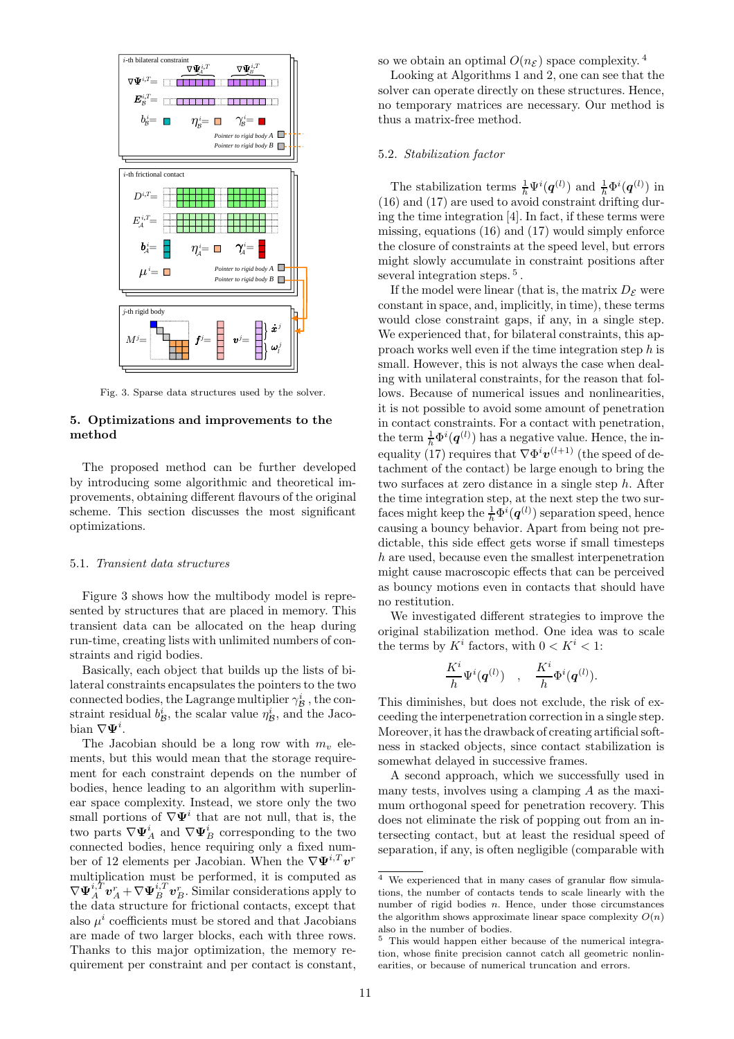Fig. 3. Sparse data structures used by the solver.

## 5. Optimizations and improvements to the method

The proposed method can be further developed by introducing some algorithmic and theoretical improvements, obtaining different flavours of the original scheme. This section discusses the most significant optimizations.

### 5.1. *Transient data structures*

Figure 3 shows how the multibody model is represented by structures that are placed in memory. This transient data can be allocated on the heap during run-time, creating lists with unlimited numbers of constraints and rigid bodies.

Basically, each object that builds up the lists of bilateral constraints encapsulates the pointers to the two connected bodies, the Lagrange multiplier $\gamma^i_{\mathcal{B}}$, the constraint residual $b^i_{\mathcal{B}}$, the scalar value $\eta^i_{\mathcal{B}}$, and the Jacobian $\nabla\boldsymbol{\Psi}^i$.

The Jacobian should be a long row with $m_v$ elements, but this would mean that the storage requirement for each constraint depends on the number of bodies, hence leading to an algorithm with superlinear space complexity. Instead, we store only the two small portions of $\nabla\boldsymbol{\Psi}^i$ that are not null, that is, the two parts $\nabla\boldsymbol{\Psi}^i_A$ and $\nabla\boldsymbol{\Psi}^i_B$ corresponding to the two connected bodies, hence requiring only a fixed number of 12 elements per Jacobian. When the $\nabla\boldsymbol{\Psi}^{i,T}\boldsymbol{v}^r$ multiplication must be performed, it is computed as $\nabla\boldsymbol{\Psi}^{i,T}_A\boldsymbol{v}^r_A + \nabla\boldsymbol{\Psi}^{i,T}_B\boldsymbol{v}^r_B$. Similar considerations apply to the data structure for frictional contacts, except that also $\mu^i$ coefficients must be stored and that Jacobians are made of two larger blocks, each with three rows. Thanks to this major optimization, the memory requirement per constraint and per contact is constant, so we obtain an optimal $O(n_{\mathcal{E}})$ space complexity. [4]

Looking at Algorithms 1 and 2, one can see that the solver can operate directly on these structures. Hence, no temporary matrices are necessary. Our method is thus a matrix-free method.

### 5.2. *Stabilization factor*

The stabilization terms $\frac{1}{h}\Psi^i(\boldsymbol{q}^{(l)})$ and $\frac{1}{h}\Phi^i(\boldsymbol{q}^{(l)})$ in (16) and (17) are used to avoid constraint drifting during the time integration [4]. In fact, if these terms were missing, equations (16) and (17) would simply enforce the closure of constraints at the speed level, but errors might slowly accumulate in constraint positions after several integration steps. [5] .

If the model were linear (that is, the matrix $D_{\mathcal{E}}$ were constant in space, and, implicitly, in time), these terms would close constraint gaps, if any, in a single step. We experienced that, for bilateral constraints, this approach works well even if the time integration step $h$ is small. However, this is not always the case when dealing with unilateral constraints, for the reason that follows. Because of numerical issues and nonlinearities, it is not possible to avoid some amount of penetration in contact constraints. For a contact with penetration, the term $\frac{1}{h}\Phi^i(\boldsymbol{q}^{(l)})$ has a negative value. Hence, the inequality (17) requires that $\nabla\Phi^i\boldsymbol{v}^{(l+1)}$ (the speed of detachment of the contact) be large enough to bring the two surfaces at zero distance in a single step $h$. After the time integration step, at the next step the two surfaces might keep the $\frac{1}{h}\Phi^i(\boldsymbol{q}^{(l)})$ separation speed, hence causing a bouncy behavior. Apart from being not predictable, this side effect gets worse if small timesteps $h$ are used, because even the smallest interpenetration might cause macroscopic effects that can be perceived as bouncy motions even in contacts that should have no restitution.

We investigated different strategies to improve the original stabilization method. One idea was to scale the terms by $K^i$ factors, with $0 < K^i < 1$:

$$\frac{K^i}{h}\Psi^i(\boldsymbol{q}^{(l)}) \quad , \quad \frac{K^i}{h}\Phi^i(\boldsymbol{q}^{(l)}).$$

This diminishes, but does not exclude, the risk of exceeding the interpenetration correction in a single step. Moreover, it has the drawback of creating artificial softness in stacked objects, since contact stabilization is somewhat delayed in successive frames.

A second approach, which we successfully used in many tests, involves using a clamping $A$ as the maximum orthogonal speed for penetration recovery. This does not eliminate the risk of popping out from an intersecting contact, but at least the residual speed of separation, if any, is often negligible (comparable with

[4] We experienced that in many cases of granular flow simulations, the number of contacts tends to scale linearly with the number of rigid bodies $n$. Hence, under those circumstances the algorithm shows approximate linear space complexity $O(n)$ also in the number of bodies.

[5] This would happen either because of the numerical integration, whose finite precision cannot catch all geometric nonlinearities, or because of numerical truncation and errors.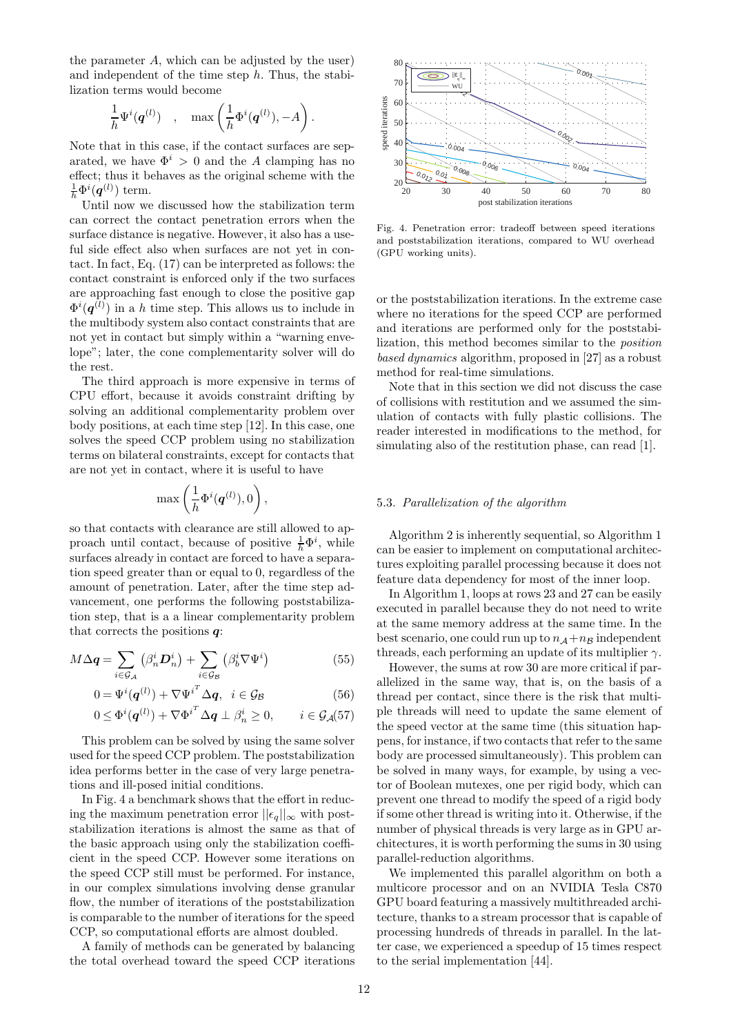the parameter $A$, which can be adjusted by the user) and independent of the time step $h$. Thus, the stabilization terms would become

$$\frac{1}{h}\Psi^i(\boldsymbol{q}^{(l)}) \quad , \quad \max\left(\frac{1}{h}\Phi^i(\boldsymbol{q}^{(l)}), -A\right).$$

Note that in this case, if the contact surfaces are separated, we have $\Phi^i > 0$ and the $A$ clamping has no effect; thus it behaves as the original scheme with the $\frac{1}{h}\Phi^i(\boldsymbol{q}^{(l)})$ term.

Until now we discussed how the stabilization term can correct the contact penetration errors when the surface distance is negative. However, it also has a useful side effect also when surfaces are not yet in contact. In fact, Eq. (17) can be interpreted as follows: the contact constraint is enforced only if the two surfaces are approaching fast enough to close the positive gap $\Phi^i(\boldsymbol{q}^{(l)})$ in a $h$ time step. This allows us to include in the multibody system also contact constraints that are not yet in contact but simply within a "warning envelope"; later, the cone complementarity solver will do the rest.

The third approach is more expensive in terms of CPU effort, because it avoids constraint drifting by solving an additional complementarity problem over body positions, at each time step [12]. In this case, one solves the speed CCP problem using no stabilization terms on bilateral constraints, except for contacts that are not yet in contact, where it is useful to have

$$\max\left(\frac{1}{h}\Phi^i(\boldsymbol{q}^{(l)}), 0\right),$$

so that contacts with clearance are still allowed to approach until contact, because of positive $\frac{1}{h}\Phi^i$, while surfaces already in contact are forced to have a separation speed greater than or equal to 0, regardless of the amount of penetration. Later, after the time step advancement, one performs the following poststabilization step, that is a a linear complementarity problem that corrects the positions $\boldsymbol{q}$:

$$M\Delta\boldsymbol{q} = \sum_{i\in\mathcal{G}_\mathcal{A}} \left(\beta_n^i \boldsymbol{D}_n^i\right) + \sum_{i\in\mathcal{G}_\mathcal{B}} \left(\beta_b^i \nabla\Psi^i\right) \tag{55}$$

$$0 = \Psi^i(\boldsymbol{q}^{(l)}) + \nabla{\Psi^i}^T\Delta\boldsymbol{q}, \;\; i \in \mathcal{G}_\mathcal{B} \tag{56}$$

$$0 \leq \Phi^i(\boldsymbol{q}^{(l)}) + \nabla{\Phi^i}^T\Delta\boldsymbol{q} \perp \beta_n^i \geq 0, \qquad i \in \mathcal{G}_\mathcal{A} \tag{57}$$

This problem can be solved by using the same solver used for the speed CCP problem. The poststabilization idea performs better in the case of very large penetrations and ill-posed initial conditions.

In Fig. 4 a benchmark shows that the effort in reducing the maximum penetration error $||\epsilon_q||_\infty$ with poststabilization iterations is almost the same as that of the basic approach using only the stabilization coefficient in the speed CCP. However some iterations on the speed CCP still must be performed. For instance, in our complex simulations involving dense granular flow, the number of iterations of the poststabilization is comparable to the number of iterations for the speed CCP, so computational efforts are almost doubled.

A family of methods can be generated by balancing the total overhead toward the speed CCP iterations

Fig. 4. Penetration error: tradeoff between speed iterations and poststabilization iterations, compared to WU overhead (GPU working units).

or the poststabilization iterations. In the extreme case where no iterations for the speed CCP are performed and iterations are performed only for the poststabilization, this method becomes similar to the *position based dynamics* algorithm, proposed in [27] as a robust method for real-time simulations.

Note that in this section we did not discuss the case of collisions with restitution and we assumed the simulation of contacts with fully plastic collisions. The reader interested in modifications to the method, for simulating also of the restitution phase, can read [1].

### 5.3. *Parallelization of the algorithm*

Algorithm 2 is inherently sequential, so Algorithm 1 can be easier to implement on computational architectures exploiting parallel processing because it does not feature data dependency for most of the inner loop.

In Algorithm 1, loops at rows 23 and 27 can be easily executed in parallel because they do not need to write at the same memory address at the same time. In the best scenario, one could run up to $n_\mathcal{A} + n_\mathcal{B}$ independent threads, each performing an update of its multiplier $\gamma$.

However, the sums at row 30 are more critical if parallelized in the same way, that is, on the basis of a thread per contact, since there is the risk that multiple threads will need to update the same element of the speed vector at the same time (this situation happens, for instance, if two contacts that refer to the same body are processed simultaneously). This problem can be solved in many ways, for example, by using a vector of Boolean mutexes, one per rigid body, which can prevent one thread to modify the speed of a rigid body if some other thread is writing into it. Otherwise, if the number of physical threads is very large as in GPU architectures, it is worth performing the sums in 30 using parallel-reduction algorithms.

We implemented this parallel algorithm on both a multicore processor and on an NVIDIA Tesla C870 GPU board featuring a massively multithreaded architecture, thanks to a stream processor that is capable of processing hundreds of threads in parallel. In the latter case, we experienced a speedup of 15 times respect to the serial implementation [44].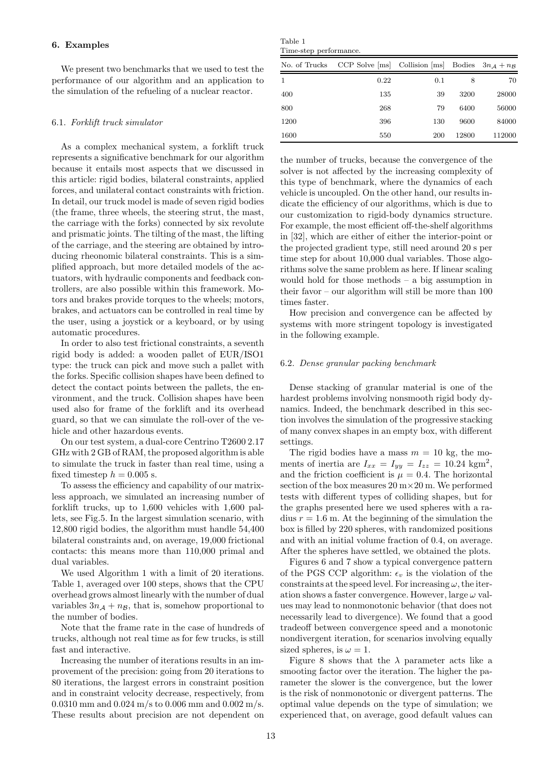## 6. Examples

We present two benchmarks that we used to test the performance of our algorithm and an application to the simulation of the refueling of a nuclear reactor.

### 6.1. *Forklift truck simulator*

As a complex mechanical system, a forklift truck represents a significative benchmark for our algorithm because it entails most aspects that we discussed in this article: rigid bodies, bilateral constraints, applied forces, and unilateral contact constraints with friction. In detail, our truck model is made of seven rigid bodies (the frame, three wheels, the steering strut, the mast, the carriage with the forks) connected by six revolute and prismatic joints. The tilting of the mast, the lifting of the carriage, and the steering are obtained by introducing rheonomic bilateral constraints. This is a simplified approach, but more detailed models of the actuators, with hydraulic components and feedback controllers, are also possible within this framework. Motors and brakes provide torques to the wheels; motors, brakes, and actuators can be controlled in real time by the user, using a joystick or a keyboard, or by using automatic procedures.

In order to also test frictional constraints, a seventh rigid body is added: a wooden pallet of EUR/ISO1 type: the truck can pick and move such a pallet with the forks. Specific collision shapes have been defined to detect the contact points between the pallets, the environment, and the truck. Collision shapes have been used also for frame of the forklift and its overhead guard, so that we can simulate the roll-over of the vehicle and other hazardous events.

On our test system, a dual-core Centrino T2600 2.17 GHz with 2 GB of RAM, the proposed algorithm is able to simulate the truck in faster than real time, using a fixed timestep $h = 0.005$ s.

To assess the efficiency and capability of our matrixless approach, we simulated an increasing number of forklift trucks, up to 1,600 vehicles with 1,600 pallets, see Fig.5. In the largest simulation scenario, with 12,800 rigid bodies, the algorithm must handle 54,400 bilateral constraints and, on average, 19,000 frictional contacts: this means more than 110,000 primal and dual variables.

We used Algorithm 1 with a limit of 20 iterations. Table 1, averaged over 100 steps, shows that the CPU overhead grows almost linearly with the number of dual variables $3n_{\mathcal{A}} + n_{\mathcal{B}}$, that is, somehow proportional to the number of bodies.

Note that the frame rate in the case of hundreds of trucks, although not real time as for few trucks, is still fast and interactive.

Increasing the number of iterations results in an improvement of the precision: going from 20 iterations to 80 iterations, the largest errors in constraint position and in constraint velocity decrease, respectively, from 0.0310 mm and 0.024 m/s to 0.006 mm and 0.002 m/s. These results about precision are not dependent on the number of trucks, because the convergence of the solver is not affected by the increasing complexity of this type of benchmark, where the dynamics of each vehicle is uncoupled. On the other hand, our results indicate the efficiency of our algorithms, which is due to our customization to rigid-body dynamics structure. For example, the most efficient off-the-shelf algorithms in [32], which are either of either the interior-point or the projected gradient type, still need around 20 s per time step for about 10,000 dual variables. Those algorithms solve the same problem as here. If linear scaling would hold for those methods – a big assumption in their favor – our algorithm will still be more than 100 times faster.

How precision and convergence can be affected by systems with more stringent topology is investigated in the following example.

Table 1
Time-step performance.

| No. of Trucks | CCP Solve [ms] | Collision [ms] | Bodies | $3n_{\mathcal{A}} + n_{\mathcal{B}}$ |
|---|---|---|---|---|
| 1 | 0.22 | 0.1 | 8 | 70 |
| 400 | 135 | 39 | 3200 | 28000 |
| 800 | 268 | 79 | 6400 | 56000 |
| 1200 | 396 | 130 | 9600 | 84000 |
| 1600 | 550 | 200 | 12800 | 112000 |

### 6.2. *Dense granular packing benchmark*

Dense stacking of granular material is one of the hardest problems involving nonsmooth rigid body dynamics. Indeed, the benchmark described in this section involves the simulation of the progressive stacking of many convex shapes in an empty box, with different settings.

The rigid bodies have a mass $m = 10$ kg, the moments of inertia are $I_{xx} = I_{yy} = I_{zz} = 10.24$ kgm$^2$, and the friction coefficient is $\mu = 0.4$. The horizontal section of the box measures 20 m×20 m. We performed tests with different types of colliding shapes, but for the graphs presented here we used spheres with a radius $r = 1.6$ m. At the beginning of the simulation the box is filled by 220 spheres, with randomized positions and with an initial volume fraction of 0.4, on average. After the spheres have settled, we obtained the plots.

Figures 6 and 7 show a typical convergence pattern of the PGS CCP algorithm: $\epsilon_v$ is the violation of the constraints at the speed level. For increasing $\omega$, the iteration shows a faster convergence. However, large $\omega$ values may lead to nonmonotonic behavior (that does not necessarily lead to divergence). We found that a good tradeoff between convergence speed and a monotonic nondivergent iteration, for scenarios involving equally sized spheres, is $\omega = 1$.

Figure 8 shows that the $\lambda$ parameter acts like a smooting factor over the iteration. The higher the parameter the slower is the convergence, but the lower is the risk of nonmonotonic or divergent patterns. The optimal value depends on the type of simulation; we experienced that, on average, good default values can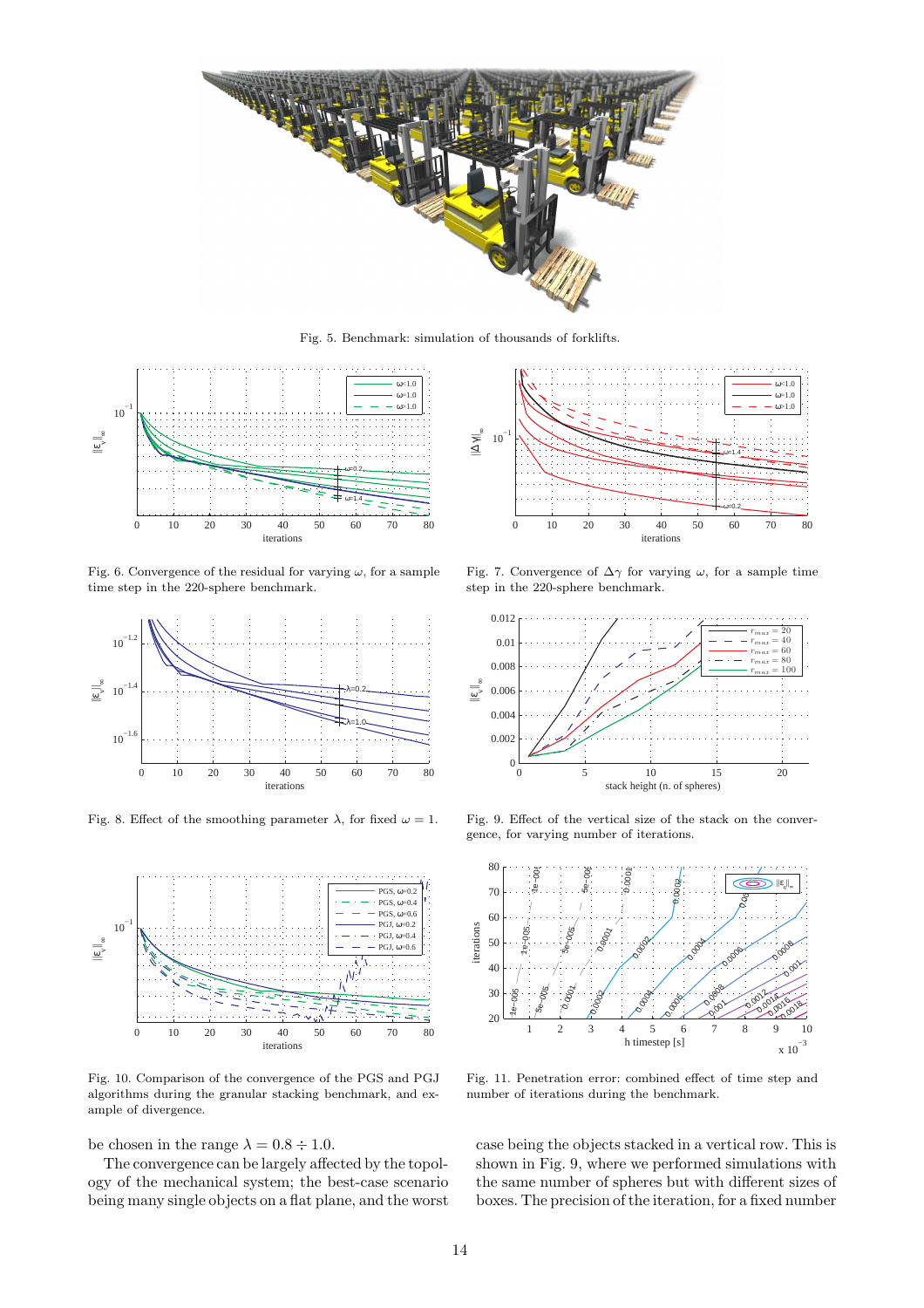Fig. 5. Benchmark: simulation of thousands of forklifts.

Fig. 6. Convergence of the residual for varying $\omega$, for a sample time step in the 220-sphere benchmark.

Fig. 7. Convergence of $\Delta\gamma$ for varying $\omega$, for a sample time step in the 220-sphere benchmark.

Fig. 8. Effect of the smoothing parameter $\lambda$, for fixed $\omega = 1$.

Fig. 9. Effect of the vertical size of the stack on the convergence, for varying number of iterations.

Fig. 10. Comparison of the convergence of the PGS and PGJ algorithms during the granular stacking benchmark, and example of divergence.

Fig. 11. Penetration error: combined effect of time step and number of iterations during the benchmark.

be chosen in the range $\lambda = 0.8 \div 1.0$.

The convergence can be largely affected by the topology of the mechanical system; the best-case scenario being many single objects on a flat plane, and the worst case being the objects stacked in a vertical row. This is shown in Fig. 9, where we performed simulations with the same number of spheres but with different sizes of boxes. The precision of the iteration, for a fixed number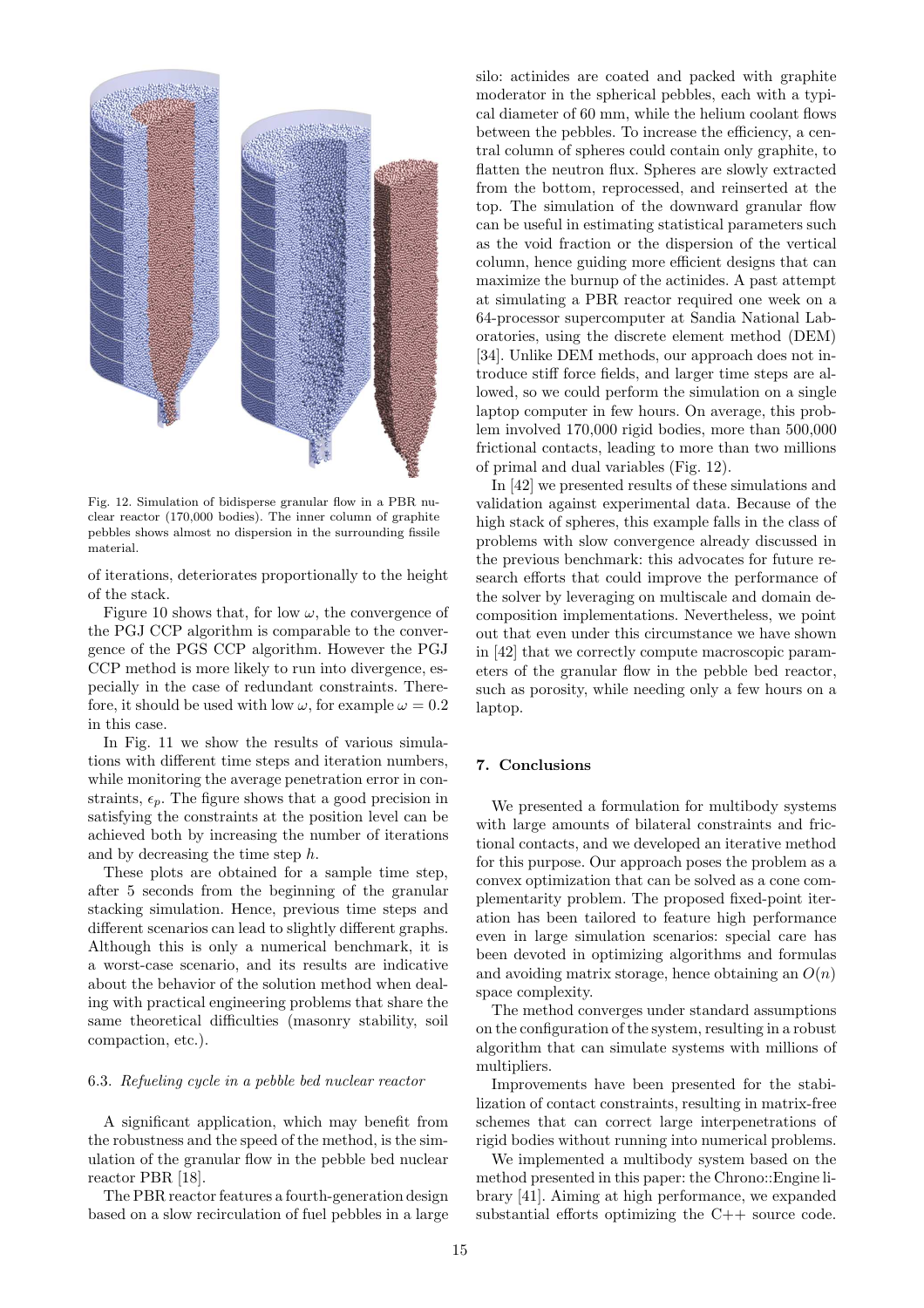Fig. 12. Simulation of bidisperse granular flow in a PBR nuclear reactor (170,000 bodies). The inner column of graphite pebbles shows almost no dispersion in the surrounding fissile material.

of iterations, deteriorates proportionally to the height of the stack.

Figure 10 shows that, for low $\omega$, the convergence of the PGJ CCP algorithm is comparable to the convergence of the PGS CCP algorithm. However the PGJ CCP method is more likely to run into divergence, especially in the case of redundant constraints. Therefore, it should be used with low $\omega$, for example $\omega = 0.2$ in this case.

In Fig. 11 we show the results of various simulations with different time steps and iteration numbers, while monitoring the average penetration error in constraints, $\epsilon_p$. The figure shows that a good precision in satisfying the constraints at the position level can be achieved both by increasing the number of iterations and by decreasing the time step $h$.

These plots are obtained for a sample time step, after 5 seconds from the beginning of the granular stacking simulation. Hence, previous time steps and different scenarios can lead to slightly different graphs. Although this is only a numerical benchmark, it is a worst-case scenario, and its results are indicative about the behavior of the solution method when dealing with practical engineering problems that share the same theoretical difficulties (masonry stability, soil compaction, etc.).

### 6.3. *Refueling cycle in a pebble bed nuclear reactor*

A significant application, which may benefit from the robustness and the speed of the method, is the simulation of the granular flow in the pebble bed nuclear reactor PBR [18].

The PBR reactor features a fourth-generation design based on a slow recirculation of fuel pebbles in a large silo: actinides are coated and packed with graphite moderator in the spherical pebbles, each with a typical diameter of 60 mm, while the helium coolant flows between the pebbles. To increase the efficiency, a central column of spheres could contain only graphite, to flatten the neutron flux. Spheres are slowly extracted from the bottom, reprocessed, and reinserted at the top. The simulation of the downward granular flow can be useful in estimating statistical parameters such as the void fraction or the dispersion of the vertical column, hence guiding more efficient designs that can maximize the burnup of the actinides. A past attempt at simulating a PBR reactor required one week on a 64-processor supercomputer at Sandia National Laboratories, using the discrete element method (DEM) [34]. Unlike DEM methods, our approach does not introduce stiff force fields, and larger time steps are allowed, so we could perform the simulation on a single laptop computer in few hours. On average, this problem involved 170,000 rigid bodies, more than 500,000 frictional contacts, leading to more than two millions of primal and dual variables (Fig. 12).

In [42] we presented results of these simulations and validation against experimental data. Because of the high stack of spheres, this example falls in the class of problems with slow convergence already discussed in the previous benchmark: this advocates for future research efforts that could improve the performance of the solver by leveraging on multiscale and domain decomposition implementations. Nevertheless, we point out that even under this circumstance we have shown in [42] that we correctly compute macroscopic parameters of the granular flow in the pebble bed reactor, such as porosity, while needing only a few hours on a laptop.

## 7. Conclusions

We presented a formulation for multibody systems with large amounts of bilateral constraints and frictional contacts, and we developed an iterative method for this purpose. Our approach poses the problem as a convex optimization that can be solved as a cone complementarity problem. The proposed fixed-point iteration has been tailored to feature high performance even in large simulation scenarios: special care has been devoted in optimizing algorithms and formulas and avoiding matrix storage, hence obtaining an $O(n)$ space complexity.

The method converges under standard assumptions on the configuration of the system, resulting in a robust algorithm that can simulate systems with millions of multipliers.

Improvements have been presented for the stabilization of contact constraints, resulting in matrix-free schemes that can correct large interpenetrations of rigid bodies without running into numerical problems.

We implemented a multibody system based on the method presented in this paper: the Chrono::Engine library [41]. Aiming at high performance, we expanded substantial efforts optimizing the C++ source code.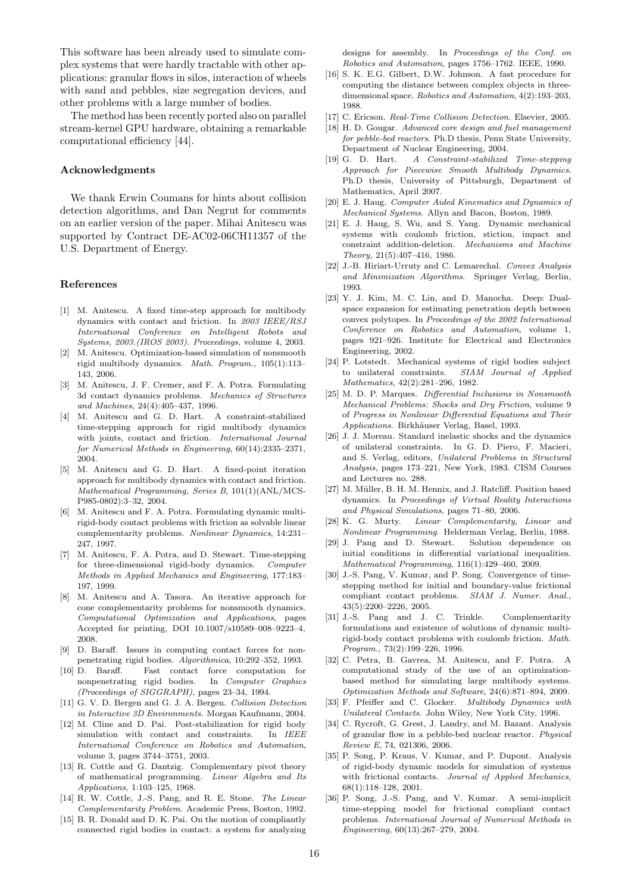This software has been already used to simulate complex systems that were hardly tractable with other applications: granular flows in silos, interaction of wheels with sand and pebbles, size segregation devices, and other problems with a large number of bodies.

The method has been recently ported also on parallel stream-kernel GPU hardware, obtaining a remarkable computational efficiency [44].

### Acknowledgments

We thank Erwin Coumans for hints about collision detection algorithms, and Dan Negrut for comments on an earlier version of the paper. Mihai Anitescu was supported by Contract DE-AC02-06CH11357 of the U.S. Department of Energy.

### References

[1] M. Anitescu. A fixed time-step approach for multibody dynamics with contact and friction. In *2003 IEEE/RSJ International Conference on Intelligent Robots and Systems, 2003.(IROS 2003). Proceedings*, volume 4, 2003.

[2] M. Anitescu. Optimization-based simulation of nonsmooth rigid multibody dynamics. *Math. Program.*, 105(1):113–143, 2006.

[3] M. Anitescu, J. F. Cremer, and F. A. Potra. Formulating 3d contact dynamics problems. *Mechanics of Structures and Machines*, 24(4):405–437, 1996.

[4] M. Anitescu and G. D. Hart. A constraint-stabilized time-stepping approach for rigid multibody dynamics with joints, contact and friction. *International Journal for Numerical Methods in Engineering*, 60(14):2335–2371, 2004.

[5] M. Anitescu and G. D. Hart. A fixed-point iteration approach for multibody dynamics with contact and friction. *Mathematical Programming, Series B*, 101(1)(ANL/MCS-P985-0802):3–32, 2004.

[6] M. Anitescu and F. A. Potra. Formulating dynamic multi-rigid-body contact problems with friction as solvable linear complementarity problems. *Nonlinear Dynamics*, 14:231–247, 1997.

[7] M. Anitescu, F. A. Potra, and D. Stewart. Time-stepping for three-dimensional rigid-body dynamics. *Computer Methods in Applied Mechanics and Engineering*, 177:183–197, 1999.

[8] M. Anitescu and A. Tasora. An iterative approach for cone complementarity problems for nonsmooth dynamics. *Computational Optimization and Applications*, pages Accepted for printing, DOI 10.1007/s10589–008–9223–4, 2008.

[9] D. Baraff. Issues in computing contact forces for non-penetrating rigid bodies. *Algorithmica*, 10:292–352, 1993.

[10] D. Baraff. Fast contact force computation for nonpenetrating rigid bodies. In *Computer Graphics (Proceedings of SIGGRAPH)*, pages 23–34, 1994.

[11] G. V. D. Bergen and G. J. A. Bergen. *Collision Detection in Interactive 3D Environments*. Morgan Kaufmann, 2004.

[12] M. Cline and D. Pai. Post-stabilization for rigid body simulation with contact and constraints. In *IEEE International Conference on Robotics and Automation*, volume 3, pages 3744–3751, 2003.

[13] R. Cottle and G. Dantzig. Complementary pivot theory of mathematical programming. *Linear Algebra and Its Applications*, 1:103–125, 1968.

[14] R. W. Cottle, J.-S. Pang, and R. E. Stone. *The Linear Complementarity Problem*. Academic Press, Boston, 1992.

[15] B. R. Donald and D. K. Pai. On the motion of compliantly connected rigid bodies in contact: a system for analyzing designs for assembly. In *Proceedings of the Conf. on Robotics and Automation*, pages 1756–1762. IEEE, 1990.

[16] S. K. E.G. Gilbert, D.W. Johnson. A fast procedure for computing the distance between complex objects in three-dimensional space. *Robotics and Automation*, 4(2):193–203, 1988.

[17] C. Ericson. *Real-Time Collision Detection*. Elsevier, 2005.

[18] H. D. Gougar. *Advanced core design and fuel management for pebble-bed reactors*. Ph.D thesis, Penn State University, Department of Nuclear Engineering, 2004.

[19] G. D. Hart. *A Constraint-stabilized Time-stepping Approach for Piecewise Smooth Multibody Dynamics*. Ph.D thesis, University of Pittsburgh, Department of Mathematics, April 2007.

[20] E. J. Haug. *Computer Aided Kinematics and Dynamics of Mechanical Systems*. Allyn and Bacon, Boston, 1989.

[21] E. J. Haug, S. Wu, and S. Yang. Dynamic mechanical systems with coulomb friction, stiction, impact and constraint addition-deletion. *Mechanisms and Machine Theory*, 21(5):407–416, 1986.

[22] J.-B. Hiriart-Urruty and C. Lemarechal. *Convex Analysis and Minimization Algorithms.* Springer Verlag, Berlin, 1993.

[23] Y. J. Kim, M. C. Lin, and D. Manocha. Deep: Dual-space expansion for estimating penetration depth between convex polytopes. In *Proceedings of the 2002 International Conference on Robotics and Automation*, volume 1, pages 921–926. Institute for Electrical and Electronics Engineering, 2002.

[24] P. Lotstedt. Mechanical systems of rigid bodies subject to unilateral constraints. *SIAM Journal of Applied Mathematics*, 42(2):281–296, 1982.

[25] M. D. P. Marques. *Differential Inclusions in Nonsmooth Mechanical Problems: Shocks and Dry Friction*, volume 9 of *Progress in Nonlinear Differential Equations and Their Applications*. Birkhäuser Verlag, Basel, 1993.

[26] J. J. Moreau. Standard inelastic shocks and the dynamics of unilateral constraints. In G. D. Piero, F. Macieri, and S. Verlag, editors, *Unilateral Problems in Structural Analysis*, pages 173–221, New York, 1983. CISM Courses and Lectures no. 288.

[27] M. Müller, B. H. M. Hennix, and J. Ratcliff. Position based dynamics. In *Proceedings of Virtual Reality Interactions and Physical Simulations*, pages 71–80, 2006.

[28] K. G. Murty. *Linear Complementarity, Linear and Nonlinear Programming*. Helderman Verlag, Berlin, 1988.

[29] J. Pang and D. Stewart. Solution dependence on initial conditions in differential variational inequalities. *Mathematical Programming*, 116(1):429–460, 2009.

[30] J.-S. Pang, V. Kumar, and P. Song. Convergence of time-stepping method for initial and boundary-value frictional compliant contact problems. *SIAM J. Numer. Anal.*, 43(5):2200–2226, 2005.

[31] J.-S. Pang and J. C. Trinkle. Complementarity formulations and existence of solutions of dynamic multi-rigid-body contact problems with coulomb friction. *Math. Program.*, 73(2):199–226, 1996.

[32] C. Petra, B. Gavrea, M. Anitescu, and F. Potra. A computational study of the use of an optimization-based method for simulating large multibody systems. *Optimization Methods and Software*, 24(6):871–894, 2009.

[33] F. Pfeiffer and C. Glocker. *Multibody Dynamics with Unilateral Contacts.* John Wiley, New York City, 1996.

[34] C. Rycroft, G. Grest, J. Landry, and M. Bazant. Analysis of granular flow in a pebble-bed nuclear reactor. *Physical Review E*, 74, 021306, 2006.

[35] P. Song, P. Kraus, V. Kumar, and P. Dupont. Analysis of rigid-body dynamic models for simulation of systems with frictional contacts. *Journal of Applied Mechanics*, 68(1):118–128, 2001.

[36] P. Song, J.-S. Pang, and V. Kumar. A semi-implicit time-stepping model for frictional compliant contact problems. *International Journal of Numerical Methods in Engineering*, 60(13):267–279, 2004.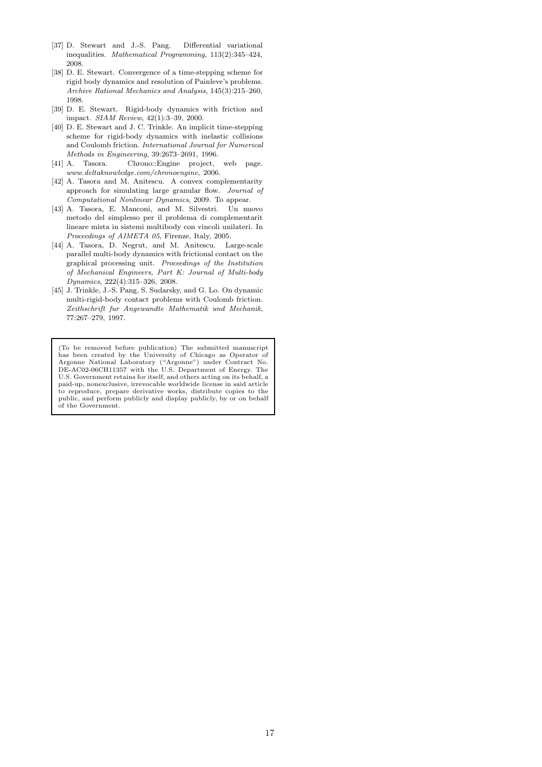[37] D. Stewart and J.-S. Pang. Differential variational inequalities. *Mathematical Programming*, 113(2):345–424, 2008.

[38] D. E. Stewart. Convergence of a time-stepping scheme for rigid body dynamics and resolution of Painleve's problems. *Archive Rational Mechanics and Analysis*, 145(3):215–260, 1998.

[39] D. E. Stewart. Rigid-body dynamics with friction and impact. *SIAM Review*, 42(1):3–39, 2000.

[40] D. E. Stewart and J. C. Trinkle. An implicit time-stepping scheme for rigid-body dynamics with inelastic collisions and Coulomb friction. *International Journal for Numerical Methods in Engineering*, 39:2673–2691, 1996.

[41] A. Tasora. Chrono::Engine project, web page. *www.deltaknowledge.com/chronoengine*, 2006.

[42] A. Tasora and M. Anitescu. A convex complementarity approach for simulating large granular flow. *Journal of Computational Nonlinear Dynamics*, 2009. To appear.

[43] A. Tasora, E. Manconi, and M. Silvestri. Un nuovo metodo del simplesso per il problema di complementarit lineare mista in sistemi multibody con vincoli unilateri. In *Proceedings of AIMETA 05*, Firenze, Italy, 2005.

[44] A. Tasora, D. Negrut, and M. Anitescu. Large-scale parallel multi-body dynamics with frictional contact on the graphical processing unit. *Proceedings of the Institution of Mechanical Engineers, Part K: Journal of Multi-body Dynamics*, 222(4):315–326, 2008.

[45] J. Trinkle, J.-S. Pang, S. Sudarsky, and G. Lo. On dynamic multi-rigid-body contact problems with Coulomb friction. *Zeithschrift fur Angewandte Mathematik und Mechanik*, 77:267–279, 1997.

(To be removed before publication) The submitted manuscript has been created by the University of Chicago as Operator of Argonne National Laboratory ("Argonne") under Contract No. DE-AC02-06CH11357 with the U.S. Department of Energy. The U.S. Government retains for itself, and others acting on its behalf, a paid-up, nonexclusive, irrevocable worldwide license in said article to reproduce, prepare derivative works, distribute copies to the public, and perform publicly and display publicly, by or on behalf of the Government.